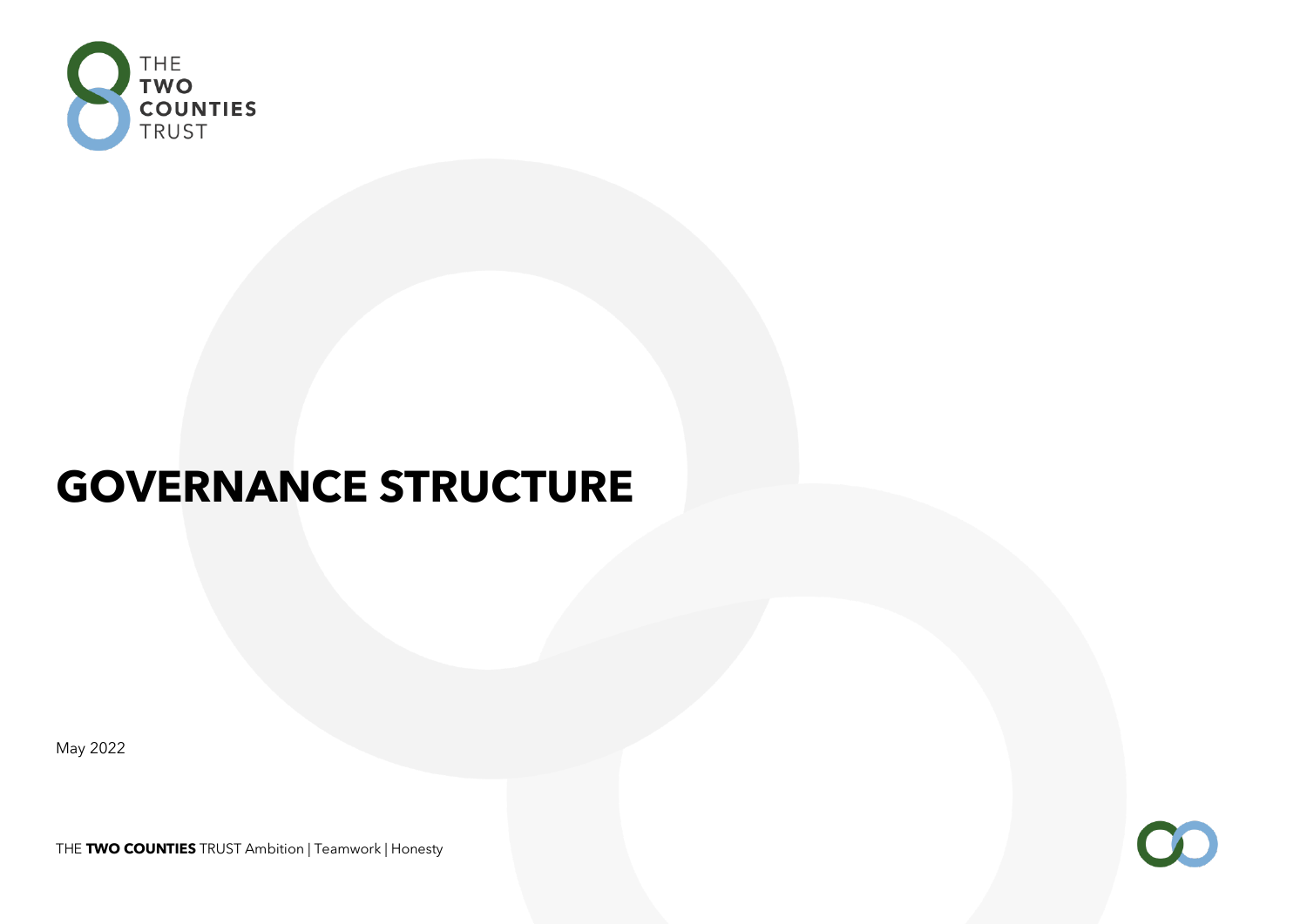THE **TWO COUNTIES** TRUST

# GOVERNANCE STRUCTURE

May 2022

THE **TWO COUNTIES** TRUST Ambition | Teamwork | Honesty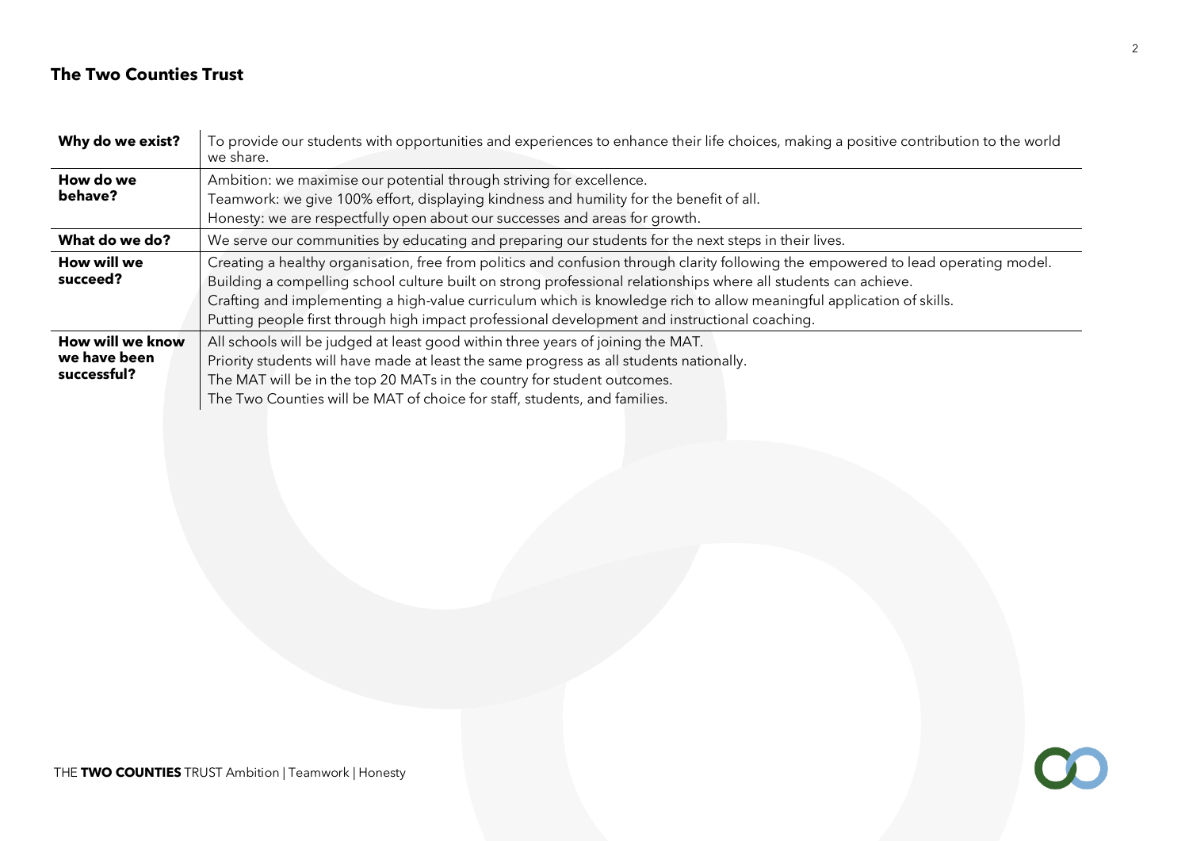## The Two Counties Trust

| | |
|---|---|
| **Why do we exist?** | To provide our students with opportunities and experiences to enhance their life choices, making a positive contribution to the world we share. |
| **How do we behave?** | Ambition: we maximise our potential through striving for excellence.<br>Teamwork: we give 100% effort, displaying kindness and humility for the benefit of all.<br>Honesty: we are respectfully open about our successes and areas for growth. |
| **What do we do?** | We serve our communities by educating and preparing our students for the next steps in their lives. |
| **How will we succeed?** | Creating a healthy organisation, free from politics and confusion through clarity following the empowered to lead operating model.<br>Building a compelling school culture built on strong professional relationships where all students can achieve.<br>Crafting and implementing a high-value curriculum which is knowledge rich to allow meaningful application of skills.<br>Putting people first through high impact professional development and instructional coaching. |
| **How will we know we have been successful?** | All schools will be judged at least good within three years of joining the MAT.<br>Priority students will have made at least the same progress as all students nationally.<br>The MAT will be in the top 20 MATs in the country for student outcomes.<br>The Two Counties will be MAT of choice for staff, students, and families. |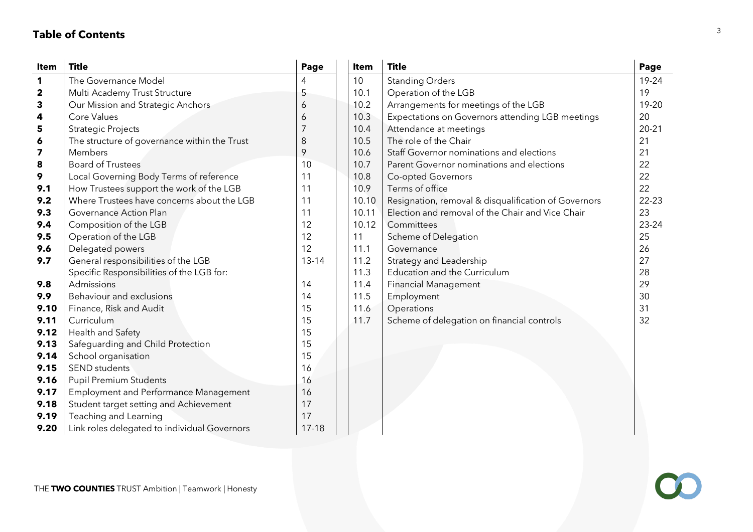## Table of Contents

| Item | Title | Page |
|---|---|---|
| **1** | The Governance Model | 4 |
| **2** | Multi Academy Trust Structure | 5 |
| **3** | Our Mission and Strategic Anchors | 6 |
| **4** | Core Values | 6 |
| **5** | Strategic Projects | 7 |
| **6** | The structure of governance within the Trust | 8 |
| **7** | Members | 9 |
| **8** | Board of Trustees | 10 |
| **9** | Local Governing Body Terms of reference | 11 |
| **9.1** | How Trustees support the work of the LGB | 11 |
| **9.2** | Where Trustees have concerns about the LGB | 11 |
| **9.3** | Governance Action Plan | 11 |
| **9.4** | Composition of the LGB | 12 |
| **9.5** | Operation of the LGB | 12 |
| **9.6** | Delegated powers | 12 |
| **9.7** | General responsibilities of the LGB | 13-14 |
| | Specific Responsibilities of the LGB for: | |
| **9.8** | Admissions | 14 |
| **9.9** | Behaviour and exclusions | 14 |
| **9.10** | Finance, Risk and Audit | 15 |
| **9.11** | Curriculum | 15 |
| **9.12** | Health and Safety | 15 |
| **9.13** | Safeguarding and Child Protection | 15 |
| **9.14** | School organisation | 15 |
| **9.15** | SEND students | 16 |
| **9.16** | Pupil Premium Students | 16 |
| **9.17** | Employment and Performance Management | 16 |
| **9.18** | Student target setting and Achievement | 17 |
| **9.19** | Teaching and Learning | 17 |
| **9.20** | Link roles delegated to individual Governors | 17-18 |
| 10 | Standing Orders | 19-24 |
| 10.1 | Operation of the LGB | 19 |
| 10.2 | Arrangements for meetings of the LGB | 19-20 |
| 10.3 | Expectations on Governors attending LGB meetings | 20 |
| 10.4 | Attendance at meetings | 20-21 |
| 10.5 | The role of the Chair | 21 |
| 10.6 | Staff Governor nominations and elections | 21 |
| 10.7 | Parent Governor nominations and elections | 22 |
| 10.8 | Co-opted Governors | 22 |
| 10.9 | Terms of office | 22 |
| 10.10 | Resignation, removal & disqualification of Governors | 22-23 |
| 10.11 | Election and removal of the Chair and Vice Chair | 23 |
| 10.12 | Committees | 23-24 |
| 11 | Scheme of Delegation | 25 |
| 11.1 | Governance | 26 |
| 11.2 | Strategy and Leadership | 27 |
| 11.3 | Education and the Curriculum | 28 |
| 11.4 | Financial Management | 29 |
| 11.5 | Employment | 30 |
| 11.6 | Operations | 31 |
| 11.7 | Scheme of delegation on financial controls | 32 |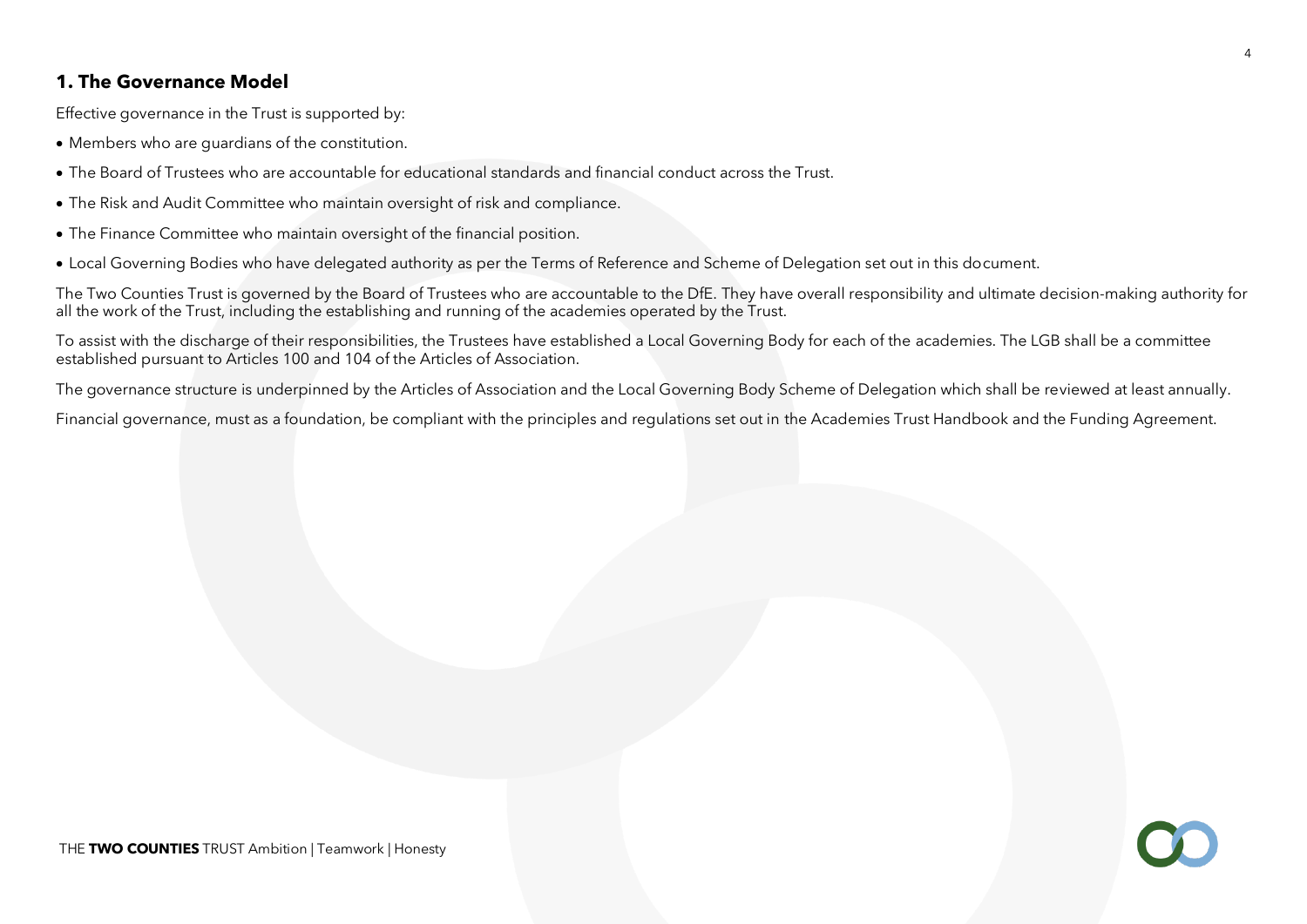## 1. The Governance Model

Effective governance in the Trust is supported by:

- Members who are guardians of the constitution.
- The Board of Trustees who are accountable for educational standards and financial conduct across the Trust.
- The Risk and Audit Committee who maintain oversight of risk and compliance.
- The Finance Committee who maintain oversight of the financial position.
- Local Governing Bodies who have delegated authority as per the Terms of Reference and Scheme of Delegation set out in this document.

The Two Counties Trust is governed by the Board of Trustees who are accountable to the DfE. They have overall responsibility and ultimate decision-making authority for all the work of the Trust, including the establishing and running of the academies operated by the Trust.

To assist with the discharge of their responsibilities, the Trustees have established a Local Governing Body for each of the academies. The LGB shall be a committee established pursuant to Articles 100 and 104 of the Articles of Association.

The governance structure is underpinned by the Articles of Association and the Local Governing Body Scheme of Delegation which shall be reviewed at least annually.

Financial governance, must as a foundation, be compliant with the principles and regulations set out in the Academies Trust Handbook and the Funding Agreement.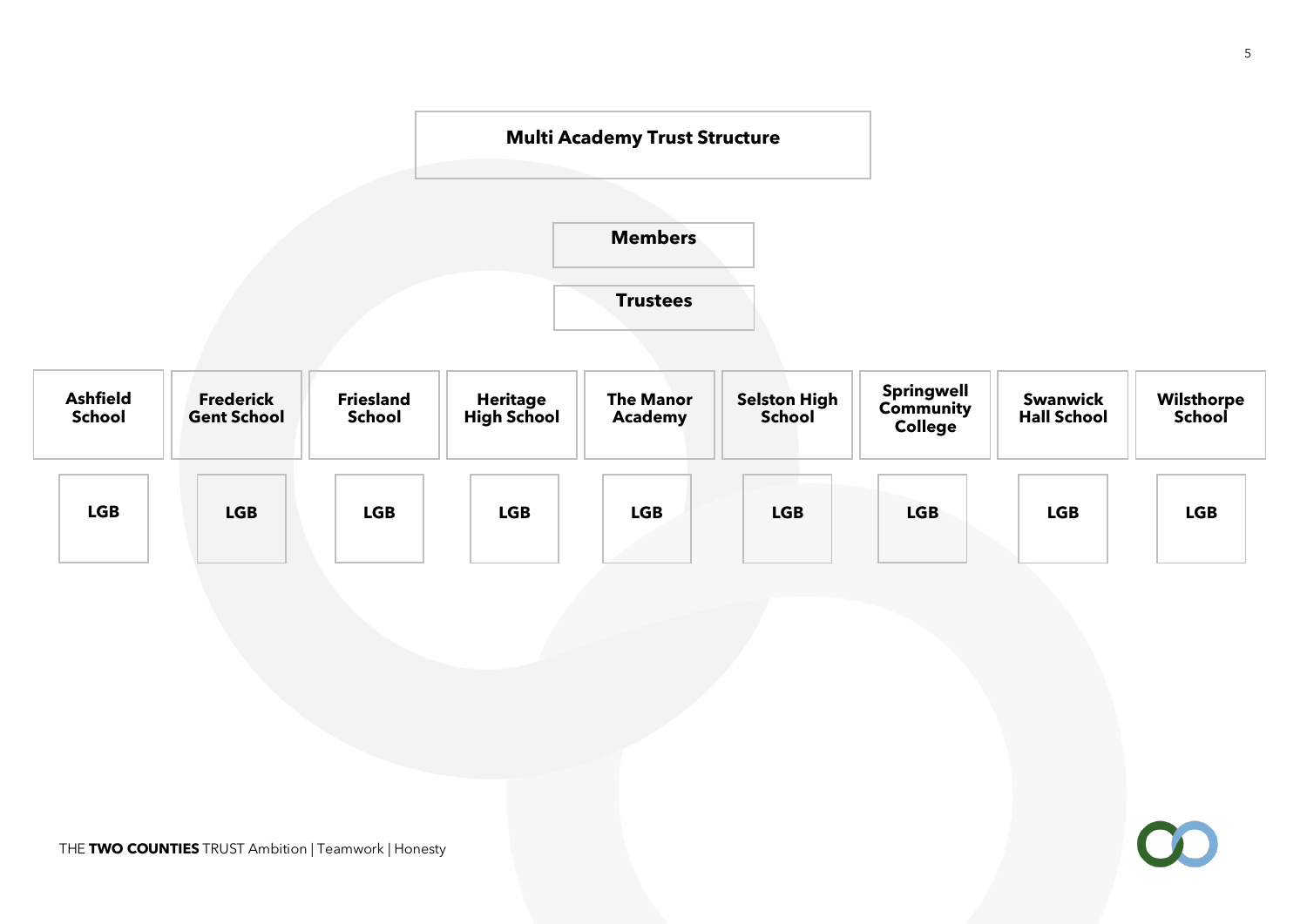## Multi Academy Trust Structure

**Members**

**Trustees**

| Ashfield School | Frederick Gent School | Friesland School | Heritage High School | The Manor Academy | Selston High School | Springwell Community College | Swanwick Hall School | Wilsthorpe School |
|---|---|---|---|---|---|---|---|---|
| LGB | LGB | LGB | LGB | LGB | LGB | LGB | LGB | LGB |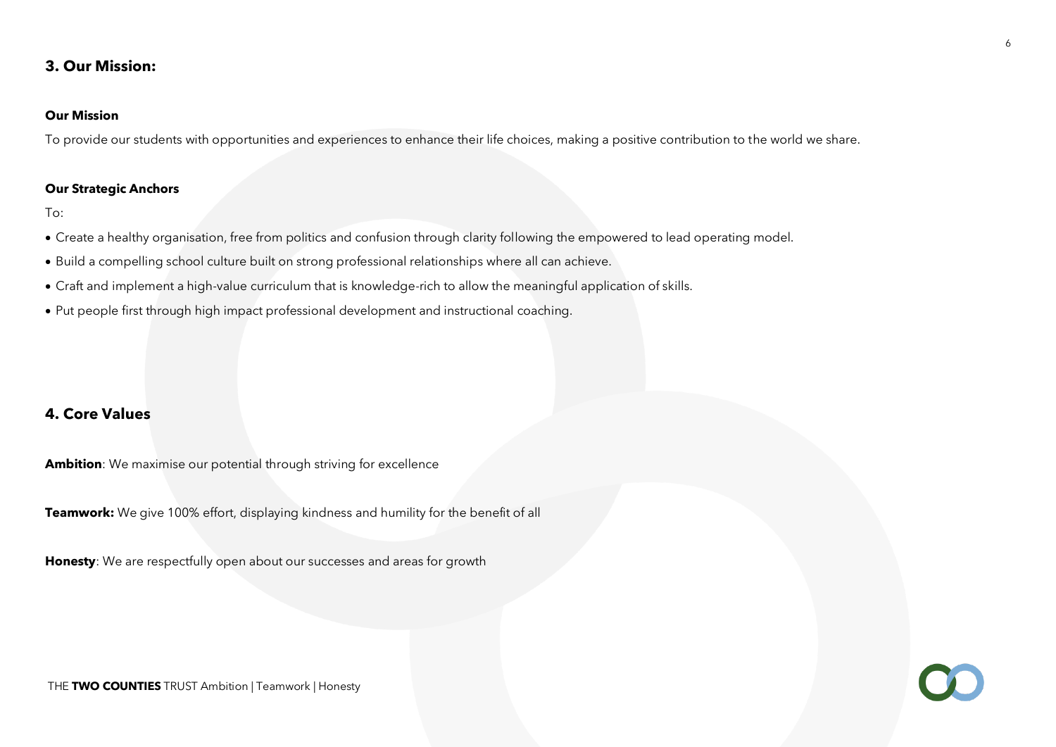## 3. Our Mission:

**Our Mission**

To provide our students with opportunities and experiences to enhance their life choices, making a positive contribution to the world we share.

**Our Strategic Anchors**

To:

- Create a healthy organisation, free from politics and confusion through clarity following the empowered to lead operating model.
- Build a compelling school culture built on strong professional relationships where all can achieve.
- Craft and implement a high-value curriculum that is knowledge-rich to allow the meaningful application of skills.
- Put people first through high impact professional development and instructional coaching.

## 4. Core Values

**Ambition**: We maximise our potential through striving for excellence

**Teamwork:** We give 100% effort, displaying kindness and humility for the benefit of all

**Honesty**: We are respectfully open about our successes and areas for growth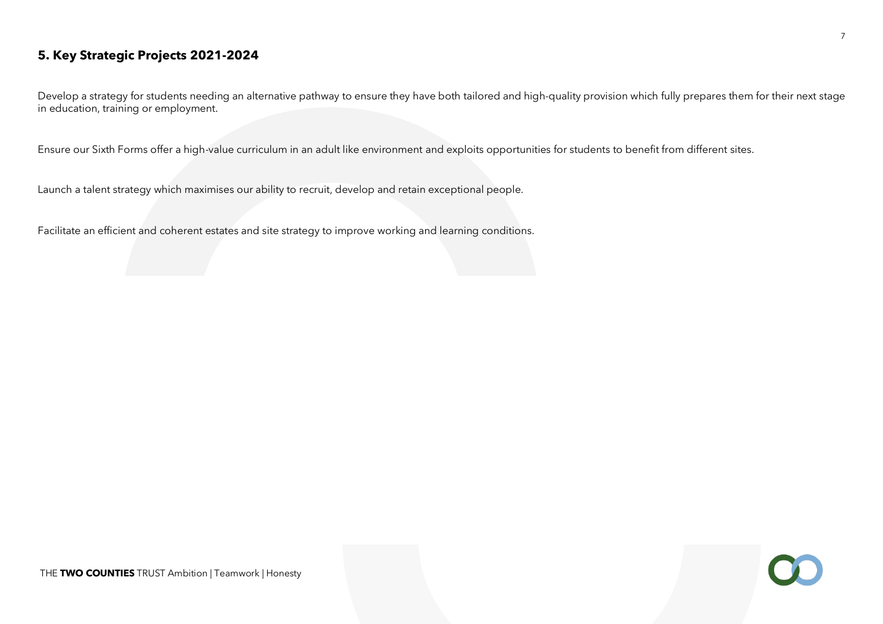## 5. Key Strategic Projects 2021-2024

Develop a strategy for students needing an alternative pathway to ensure they have both tailored and high-quality provision which fully prepares them for their next stage in education, training or employment.

Ensure our Sixth Forms offer a high-value curriculum in an adult like environment and exploits opportunities for students to benefit from different sites.

Launch a talent strategy which maximises our ability to recruit, develop and retain exceptional people.

Facilitate an efficient and coherent estates and site strategy to improve working and learning conditions.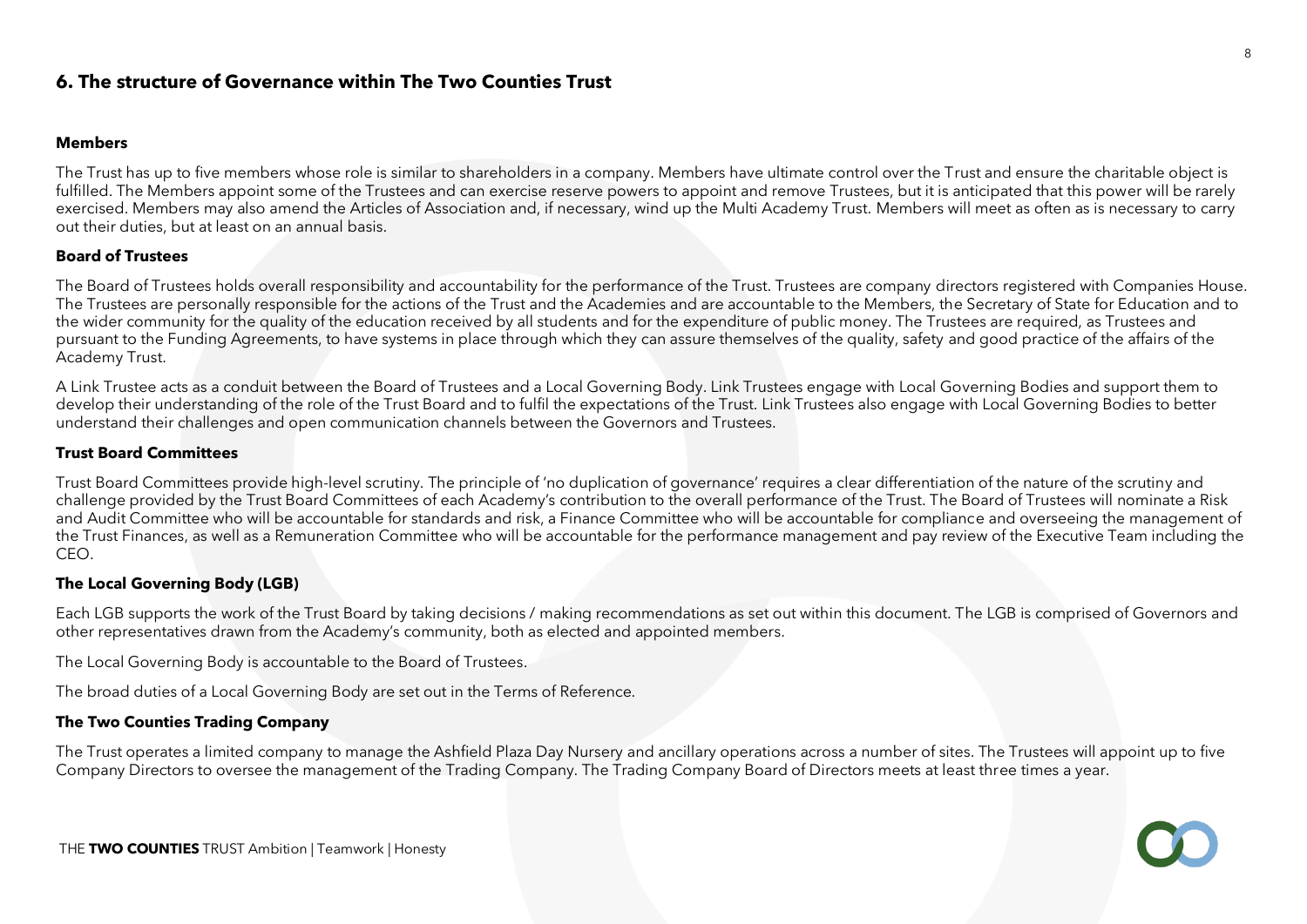## 6. The structure of Governance within The Two Counties Trust

### Members

The Trust has up to five members whose role is similar to shareholders in a company. Members have ultimate control over the Trust and ensure the charitable object is fulfilled. The Members appoint some of the Trustees and can exercise reserve powers to appoint and remove Trustees, but it is anticipated that this power will be rarely exercised. Members may also amend the Articles of Association and, if necessary, wind up the Multi Academy Trust. Members will meet as often as is necessary to carry out their duties, but at least on an annual basis.

### Board of Trustees

The Board of Trustees holds overall responsibility and accountability for the performance of the Trust. Trustees are company directors registered with Companies House. The Trustees are personally responsible for the actions of the Trust and the Academies and are accountable to the Members, the Secretary of State for Education and to the wider community for the quality of the education received by all students and for the expenditure of public money. The Trustees are required, as Trustees and pursuant to the Funding Agreements, to have systems in place through which they can assure themselves of the quality, safety and good practice of the affairs of the Academy Trust.

A Link Trustee acts as a conduit between the Board of Trustees and a Local Governing Body. Link Trustees engage with Local Governing Bodies and support them to develop their understanding of the role of the Trust Board and to fulfil the expectations of the Trust. Link Trustees also engage with Local Governing Bodies to better understand their challenges and open communication channels between the Governors and Trustees.

### Trust Board Committees

Trust Board Committees provide high-level scrutiny. The principle of 'no duplication of governance' requires a clear differentiation of the nature of the scrutiny and challenge provided by the Trust Board Committees of each Academy's contribution to the overall performance of the Trust. The Board of Trustees will nominate a Risk and Audit Committee who will be accountable for standards and risk, a Finance Committee who will be accountable for compliance and overseeing the management of the Trust Finances, as well as a Remuneration Committee who will be accountable for the performance management and pay review of the Executive Team including the CEO.

### The Local Governing Body (LGB)

Each LGB supports the work of the Trust Board by taking decisions / making recommendations as set out within this document. The LGB is comprised of Governors and other representatives drawn from the Academy's community, both as elected and appointed members.

The Local Governing Body is accountable to the Board of Trustees.

The broad duties of a Local Governing Body are set out in the Terms of Reference.

### The Two Counties Trading Company

The Trust operates a limited company to manage the Ashfield Plaza Day Nursery and ancillary operations across a number of sites. The Trustees will appoint up to five Company Directors to oversee the management of the Trading Company. The Trading Company Board of Directors meets at least three times a year.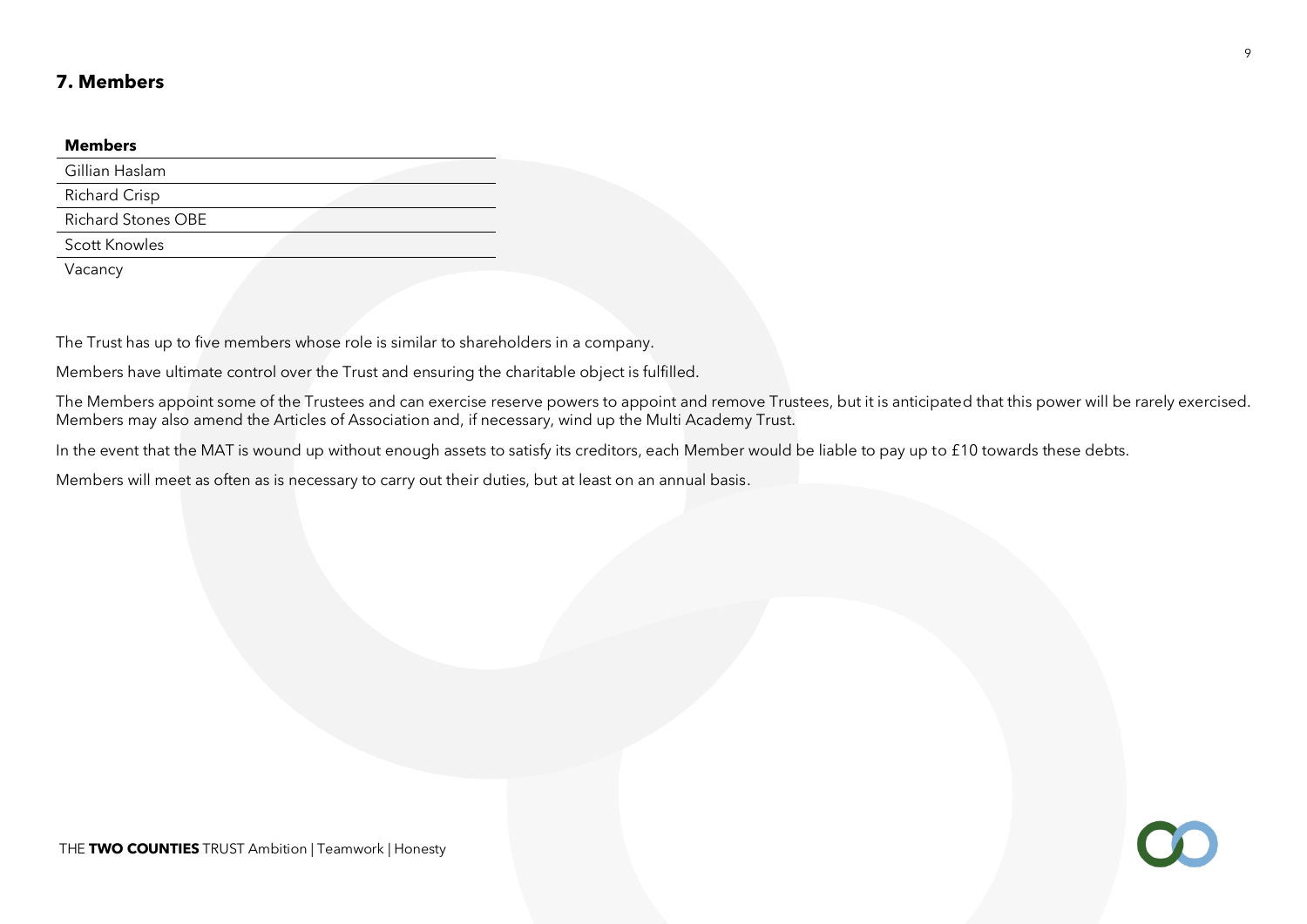## 7. Members

| Members |
| --- |
| Gillian Haslam |
| Richard Crisp |
| Richard Stones OBE |
| Scott Knowles |
| Vacancy |

The Trust has up to five members whose role is similar to shareholders in a company.

Members have ultimate control over the Trust and ensuring the charitable object is fulfilled.

The Members appoint some of the Trustees and can exercise reserve powers to appoint and remove Trustees, but it is anticipated that this power will be rarely exercised. Members may also amend the Articles of Association and, if necessary, wind up the Multi Academy Trust.

In the event that the MAT is wound up without enough assets to satisfy its creditors, each Member would be liable to pay up to £10 towards these debts.

Members will meet as often as is necessary to carry out their duties, but at least on an annual basis.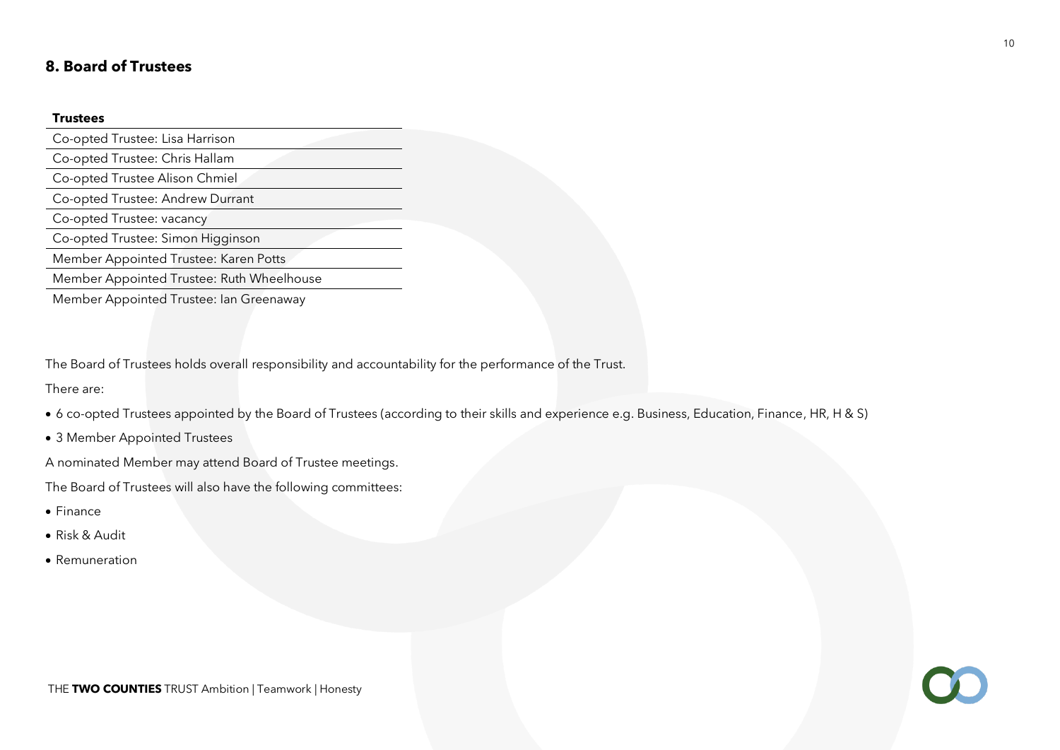## 8. Board of Trustees

| Trustees |
| --- |
| Co-opted Trustee: Lisa Harrison |
| Co-opted Trustee: Chris Hallam |
| Co-opted Trustee Alison Chmiel |
| Co-opted Trustee: Andrew Durrant |
| Co-opted Trustee: vacancy |
| Co-opted Trustee: Simon Higginson |
| Member Appointed Trustee: Karen Potts |
| Member Appointed Trustee: Ruth Wheelhouse |
| Member Appointed Trustee: Ian Greenaway |

The Board of Trustees holds overall responsibility and accountability for the performance of the Trust.

There are:

- 6 co-opted Trustees appointed by the Board of Trustees (according to their skills and experience e.g. Business, Education, Finance, HR, H & S)
- 3 Member Appointed Trustees

A nominated Member may attend Board of Trustee meetings.

The Board of Trustees will also have the following committees:

- Finance
- Risk & Audit
- Remuneration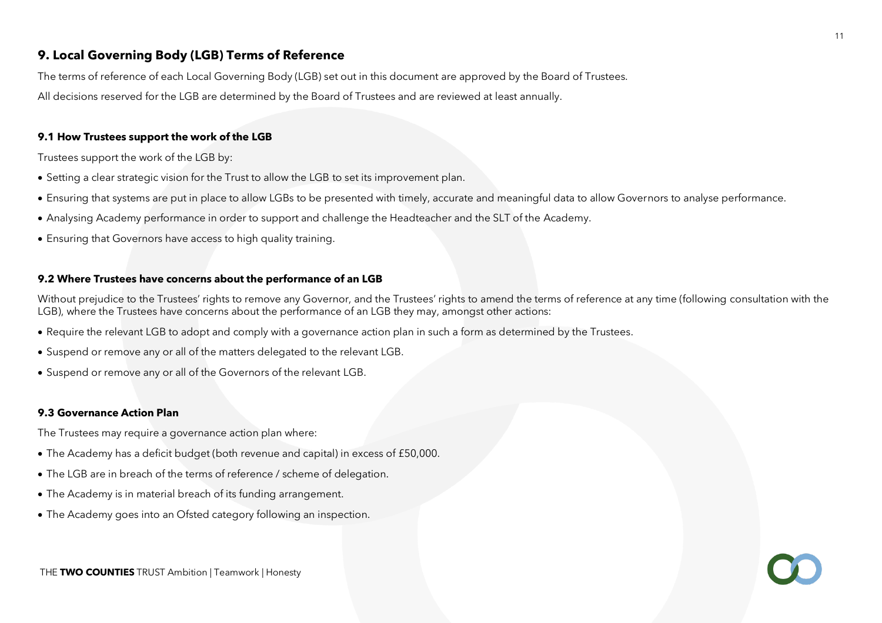## 9. Local Governing Body (LGB) Terms of Reference

The terms of reference of each Local Governing Body (LGB) set out in this document are approved by the Board of Trustees.

All decisions reserved for the LGB are determined by the Board of Trustees and are reviewed at least annually.

### 9.1 How Trustees support the work of the LGB

Trustees support the work of the LGB by:

- Setting a clear strategic vision for the Trust to allow the LGB to set its improvement plan.
- Ensuring that systems are put in place to allow LGBs to be presented with timely, accurate and meaningful data to allow Governors to analyse performance.
- Analysing Academy performance in order to support and challenge the Headteacher and the SLT of the Academy.
- Ensuring that Governors have access to high quality training.

### 9.2 Where Trustees have concerns about the performance of an LGB

Without prejudice to the Trustees' rights to remove any Governor, and the Trustees' rights to amend the terms of reference at any time (following consultation with the LGB), where the Trustees have concerns about the performance of an LGB they may, amongst other actions:

- Require the relevant LGB to adopt and comply with a governance action plan in such a form as determined by the Trustees.
- Suspend or remove any or all of the matters delegated to the relevant LGB.
- Suspend or remove any or all of the Governors of the relevant LGB.

### 9.3 Governance Action Plan

The Trustees may require a governance action plan where:

- The Academy has a deficit budget (both revenue and capital) in excess of £50,000.
- The LGB are in breach of the terms of reference / scheme of delegation.
- The Academy is in material breach of its funding arrangement.
- The Academy goes into an Ofsted category following an inspection.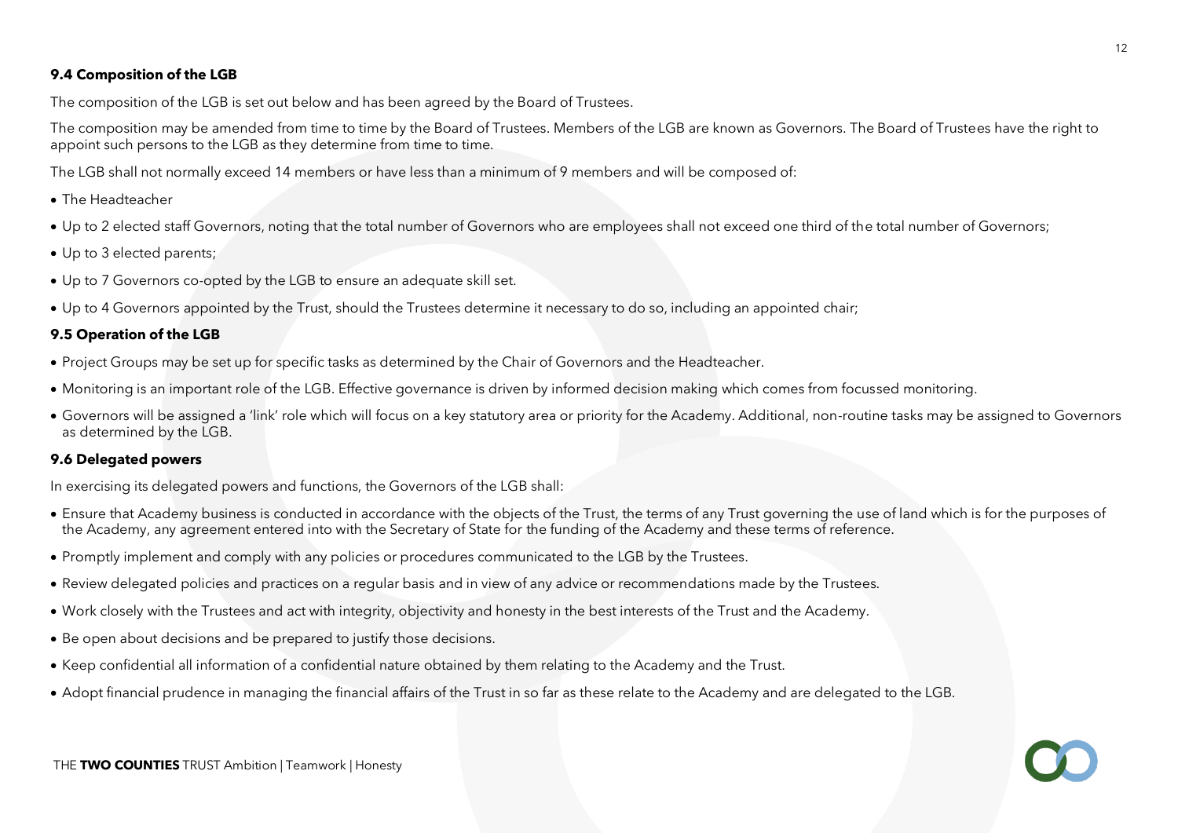### 9.4 Composition of the LGB

The composition of the LGB is set out below and has been agreed by the Board of Trustees.

The composition may be amended from time to time by the Board of Trustees. Members of the LGB are known as Governors. The Board of Trustees have the right to appoint such persons to the LGB as they determine from time to time.

The LGB shall not normally exceed 14 members or have less than a minimum of 9 members and will be composed of:

- The Headteacher
- Up to 2 elected staff Governors, noting that the total number of Governors who are employees shall not exceed one third of the total number of Governors;
- Up to 3 elected parents;
- Up to 7 Governors co-opted by the LGB to ensure an adequate skill set.
- Up to 4 Governors appointed by the Trust, should the Trustees determine it necessary to do so, including an appointed chair;

### 9.5 Operation of the LGB

- Project Groups may be set up for specific tasks as determined by the Chair of Governors and the Headteacher.
- Monitoring is an important role of the LGB. Effective governance is driven by informed decision making which comes from focussed monitoring.
- Governors will be assigned a 'link' role which will focus on a key statutory area or priority for the Academy. Additional, non-routine tasks may be assigned to Governors as determined by the LGB.

### 9.6 Delegated powers

In exercising its delegated powers and functions, the Governors of the LGB shall:

- Ensure that Academy business is conducted in accordance with the objects of the Trust, the terms of any Trust governing the use of land which is for the purposes of the Academy, any agreement entered into with the Secretary of State for the funding of the Academy and these terms of reference.
- Promptly implement and comply with any policies or procedures communicated to the LGB by the Trustees.
- Review delegated policies and practices on a regular basis and in view of any advice or recommendations made by the Trustees.
- Work closely with the Trustees and act with integrity, objectivity and honesty in the best interests of the Trust and the Academy.
- Be open about decisions and be prepared to justify those decisions.
- Keep confidential all information of a confidential nature obtained by them relating to the Academy and the Trust.
- Adopt financial prudence in managing the financial affairs of the Trust in so far as these relate to the Academy and are delegated to the LGB.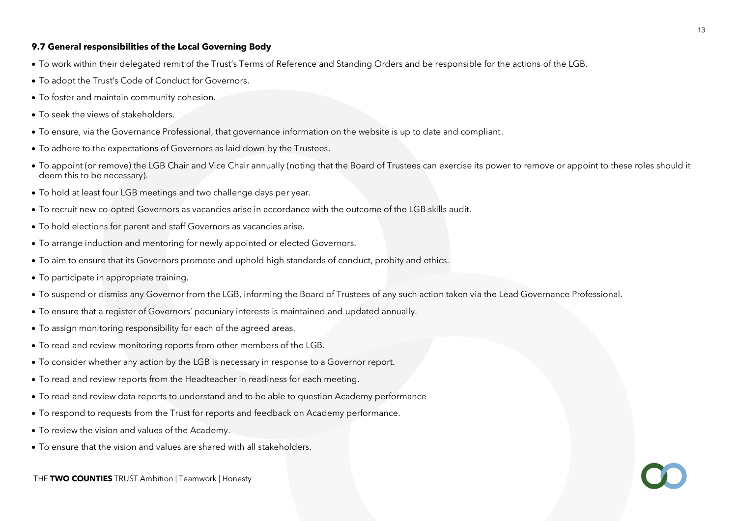**9.7 General responsibilities of the Local Governing Body**

- To work within their delegated remit of the Trust's Terms of Reference and Standing Orders and be responsible for the actions of the LGB.
- To adopt the Trust's Code of Conduct for Governors.
- To foster and maintain community cohesion.
- To seek the views of stakeholders.
- To ensure, via the Governance Professional, that governance information on the website is up to date and compliant.
- To adhere to the expectations of Governors as laid down by the Trustees.
- To appoint (or remove) the LGB Chair and Vice Chair annually (noting that the Board of Trustees can exercise its power to remove or appoint to these roles should it deem this to be necessary).
- To hold at least four LGB meetings and two challenge days per year.
- To recruit new co-opted Governors as vacancies arise in accordance with the outcome of the LGB skills audit.
- To hold elections for parent and staff Governors as vacancies arise.
- To arrange induction and mentoring for newly appointed or elected Governors.
- To aim to ensure that its Governors promote and uphold high standards of conduct, probity and ethics.
- To participate in appropriate training.
- To suspend or dismiss any Governor from the LGB, informing the Board of Trustees of any such action taken via the Lead Governance Professional.
- To ensure that a register of Governors' pecuniary interests is maintained and updated annually.
- To assign monitoring responsibility for each of the agreed areas.
- To read and review monitoring reports from other members of the LGB.
- To consider whether any action by the LGB is necessary in response to a Governor report.
- To read and review reports from the Headteacher in readiness for each meeting.
- To read and review data reports to understand and to be able to question Academy performance
- To respond to requests from the Trust for reports and feedback on Academy performance.
- To review the vision and values of the Academy.
- To ensure that the vision and values are shared with all stakeholders.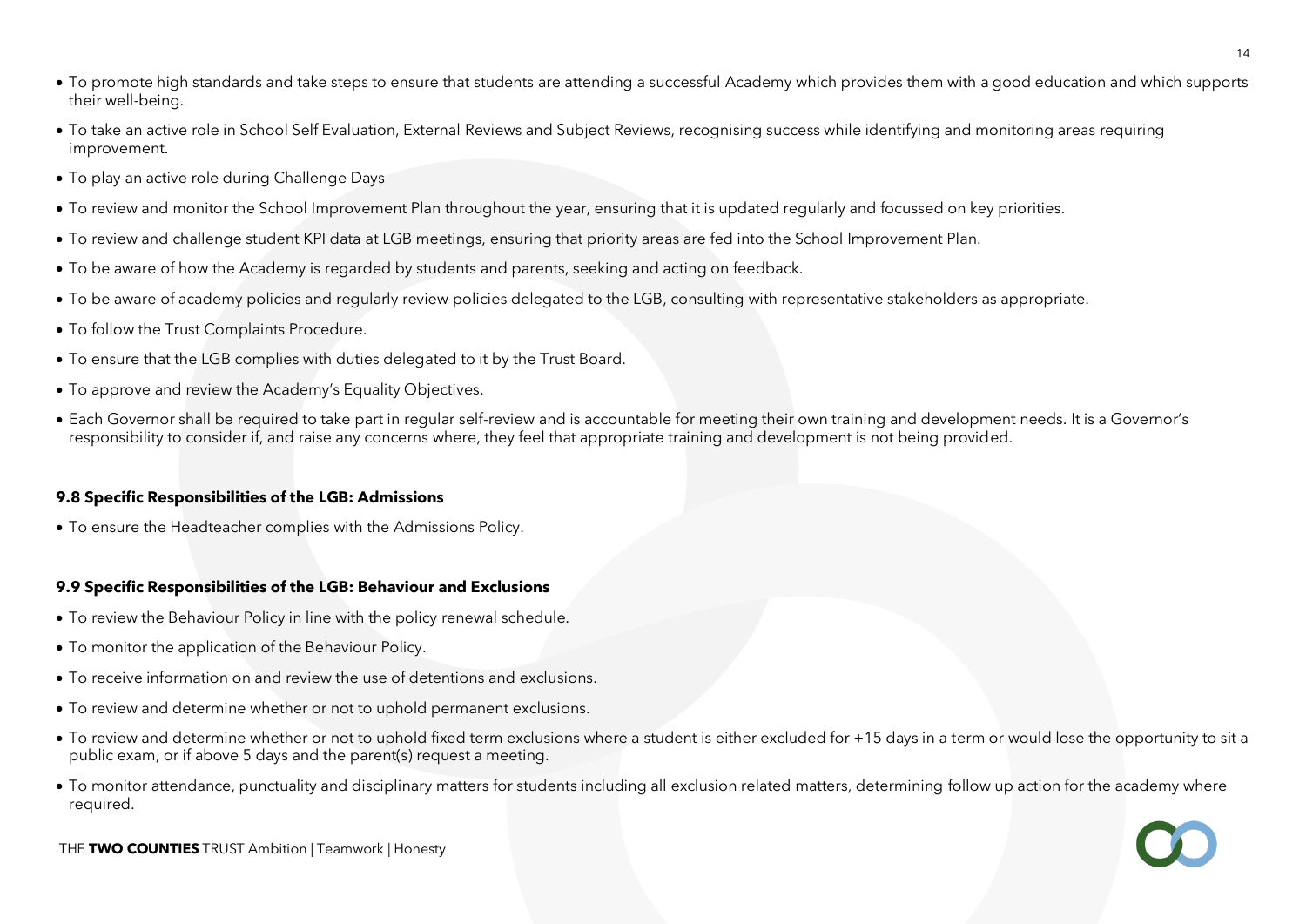- To promote high standards and take steps to ensure that students are attending a successful Academy which provides them with a good education and which supports their well-being.
- To take an active role in School Self Evaluation, External Reviews and Subject Reviews, recognising success while identifying and monitoring areas requiring improvement.
- To play an active role during Challenge Days
- To review and monitor the School Improvement Plan throughout the year, ensuring that it is updated regularly and focussed on key priorities.
- To review and challenge student KPI data at LGB meetings, ensuring that priority areas are fed into the School Improvement Plan.
- To be aware of how the Academy is regarded by students and parents, seeking and acting on feedback.
- To be aware of academy policies and regularly review policies delegated to the LGB, consulting with representative stakeholders as appropriate.
- To follow the Trust Complaints Procedure.
- To ensure that the LGB complies with duties delegated to it by the Trust Board.
- To approve and review the Academy's Equality Objectives.
- Each Governor shall be required to take part in regular self-review and is accountable for meeting their own training and development needs. It is a Governor's responsibility to consider if, and raise any concerns where, they feel that appropriate training and development is not being provided.

#### 9.8 Specific Responsibilities of the LGB: Admissions

- To ensure the Headteacher complies with the Admissions Policy.

#### 9.9 Specific Responsibilities of the LGB: Behaviour and Exclusions

- To review the Behaviour Policy in line with the policy renewal schedule.
- To monitor the application of the Behaviour Policy.
- To receive information on and review the use of detentions and exclusions.
- To review and determine whether or not to uphold permanent exclusions.
- To review and determine whether or not to uphold fixed term exclusions where a student is either excluded for +15 days in a term or would lose the opportunity to sit a public exam, or if above 5 days and the parent(s) request a meeting.
- To monitor attendance, punctuality and disciplinary matters for students including all exclusion related matters, determining follow up action for the academy where required.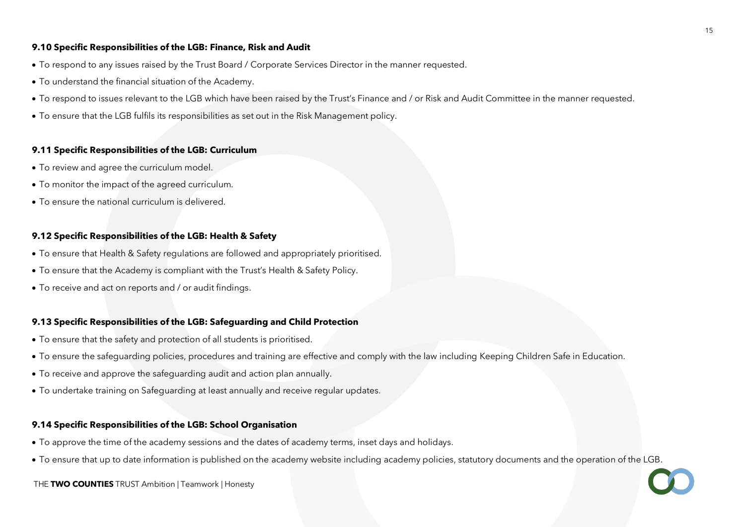**9.10 Specific Responsibilities of the LGB: Finance, Risk and Audit**

- To respond to any issues raised by the Trust Board / Corporate Services Director in the manner requested.
- To understand the financial situation of the Academy.
- To respond to issues relevant to the LGB which have been raised by the Trust's Finance and / or Risk and Audit Committee in the manner requested.
- To ensure that the LGB fulfils its responsibilities as set out in the Risk Management policy.

**9.11 Specific Responsibilities of the LGB: Curriculum**

- To review and agree the curriculum model.
- To monitor the impact of the agreed curriculum.
- To ensure the national curriculum is delivered.

**9.12 Specific Responsibilities of the LGB: Health & Safety**

- To ensure that Health & Safety regulations are followed and appropriately prioritised.
- To ensure that the Academy is compliant with the Trust's Health & Safety Policy.
- To receive and act on reports and / or audit findings.

**9.13 Specific Responsibilities of the LGB: Safeguarding and Child Protection**

- To ensure that the safety and protection of all students is prioritised.
- To ensure the safeguarding policies, procedures and training are effective and comply with the law including Keeping Children Safe in Education.
- To receive and approve the safeguarding audit and action plan annually.
- To undertake training on Safeguarding at least annually and receive regular updates.

**9.14 Specific Responsibilities of the LGB: School Organisation**

- To approve the time of the academy sessions and the dates of academy terms, inset days and holidays.
- To ensure that up to date information is published on the academy website including academy policies, statutory documents and the operation of the LGB.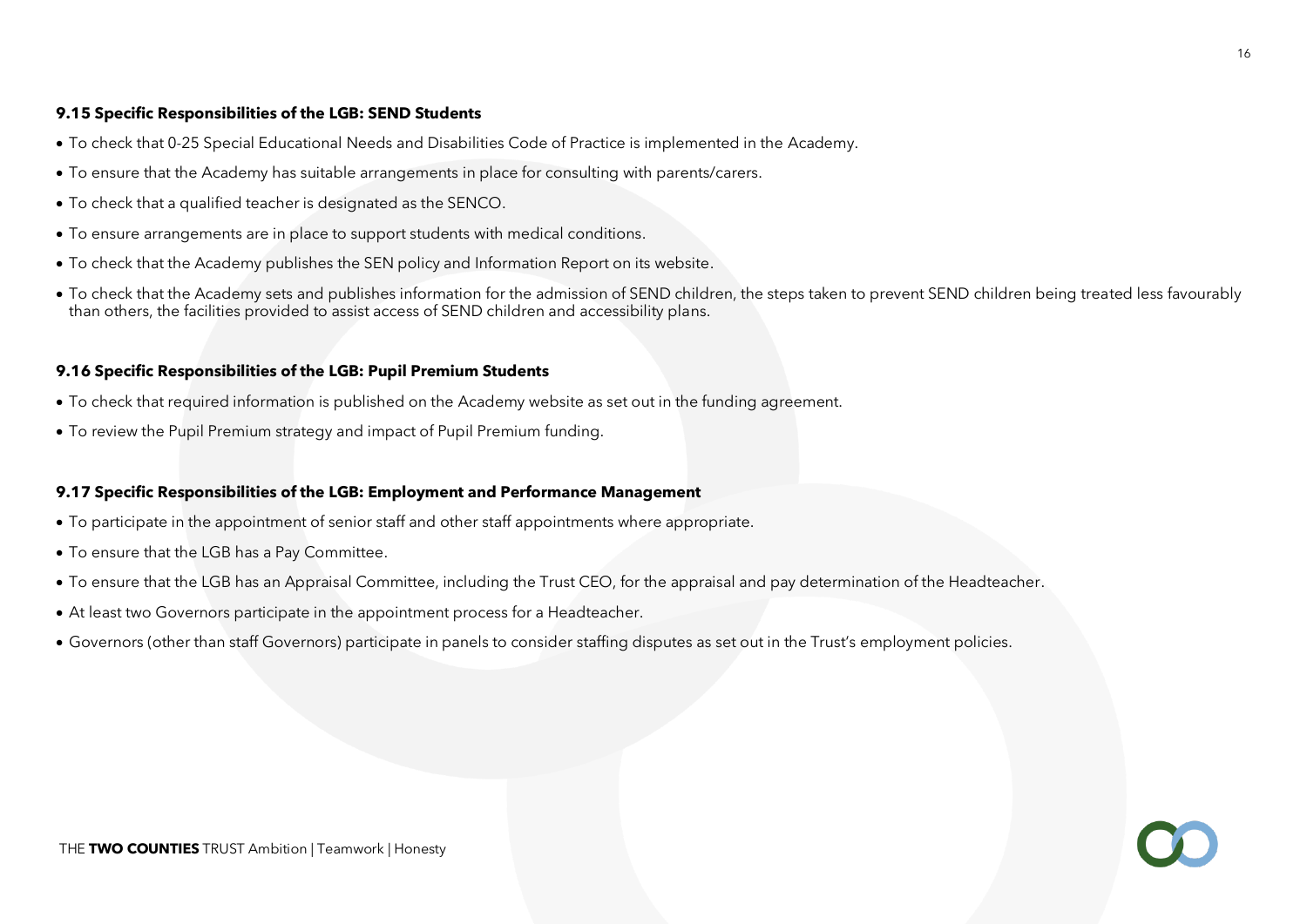#### 9.15 Specific Responsibilities of the LGB: SEND Students

- To check that 0-25 Special Educational Needs and Disabilities Code of Practice is implemented in the Academy.
- To ensure that the Academy has suitable arrangements in place for consulting with parents/carers.
- To check that a qualified teacher is designated as the SENCO.
- To ensure arrangements are in place to support students with medical conditions.
- To check that the Academy publishes the SEN policy and Information Report on its website.
- To check that the Academy sets and publishes information for the admission of SEND children, the steps taken to prevent SEND children being treated less favourably than others, the facilities provided to assist access of SEND children and accessibility plans.

#### 9.16 Specific Responsibilities of the LGB: Pupil Premium Students

- To check that required information is published on the Academy website as set out in the funding agreement.
- To review the Pupil Premium strategy and impact of Pupil Premium funding.

#### 9.17 Specific Responsibilities of the LGB: Employment and Performance Management

- To participate in the appointment of senior staff and other staff appointments where appropriate.
- To ensure that the LGB has a Pay Committee.
- To ensure that the LGB has an Appraisal Committee, including the Trust CEO, for the appraisal and pay determination of the Headteacher.
- At least two Governors participate in the appointment process for a Headteacher.
- Governors (other than staff Governors) participate in panels to consider staffing disputes as set out in the Trust's employment policies.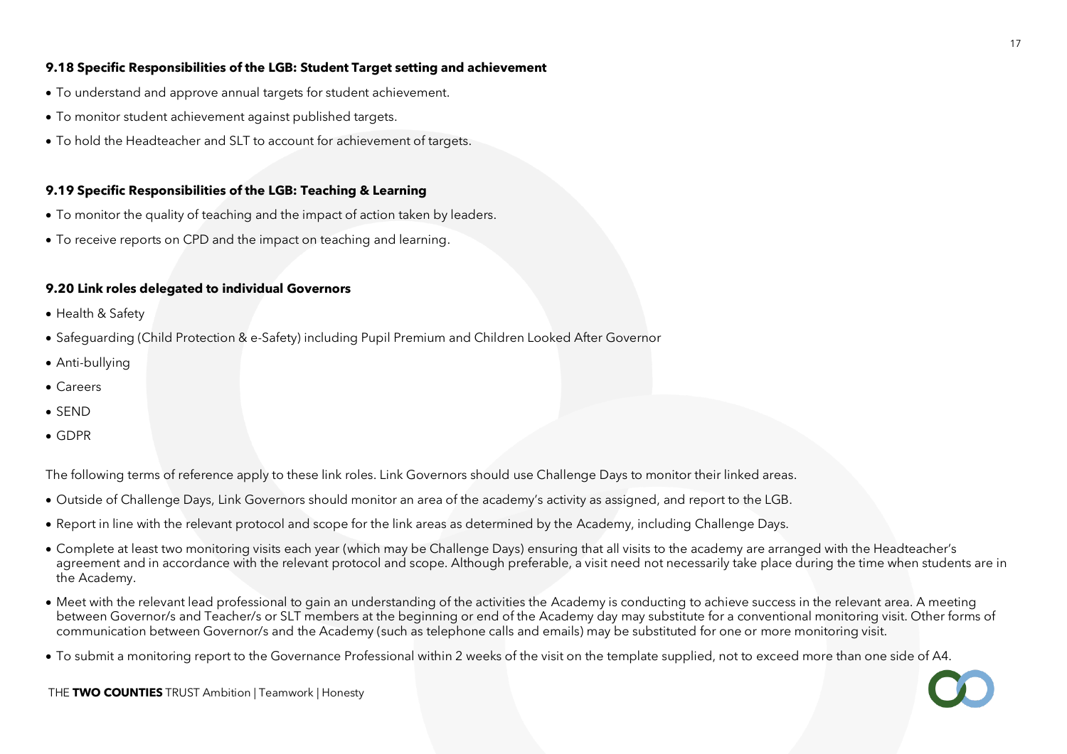**9.18 Specific Responsibilities of the LGB: Student Target setting and achievement**

- To understand and approve annual targets for student achievement.
- To monitor student achievement against published targets.
- To hold the Headteacher and SLT to account for achievement of targets.

**9.19 Specific Responsibilities of the LGB: Teaching & Learning**

- To monitor the quality of teaching and the impact of action taken by leaders.
- To receive reports on CPD and the impact on teaching and learning.

**9.20 Link roles delegated to individual Governors**

- Health & Safety
- Safeguarding (Child Protection & e-Safety) including Pupil Premium and Children Looked After Governor
- Anti-bullying
- Careers
- SEND
- GDPR

The following terms of reference apply to these link roles. Link Governors should use Challenge Days to monitor their linked areas.

- Outside of Challenge Days, Link Governors should monitor an area of the academy's activity as assigned, and report to the LGB.
- Report in line with the relevant protocol and scope for the link areas as determined by the Academy, including Challenge Days.
- Complete at least two monitoring visits each year (which may be Challenge Days) ensuring that all visits to the academy are arranged with the Headteacher's agreement and in accordance with the relevant protocol and scope. Although preferable, a visit need not necessarily take place during the time when students are in the Academy.
- Meet with the relevant lead professional to gain an understanding of the activities the Academy is conducting to achieve success in the relevant area. A meeting between Governor/s and Teacher/s or SLT members at the beginning or end of the Academy day may substitute for a conventional monitoring visit. Other forms of communication between Governor/s and the Academy (such as telephone calls and emails) may be substituted for one or more monitoring visit.
- To submit a monitoring report to the Governance Professional within 2 weeks of the visit on the template supplied, not to exceed more than one side of A4.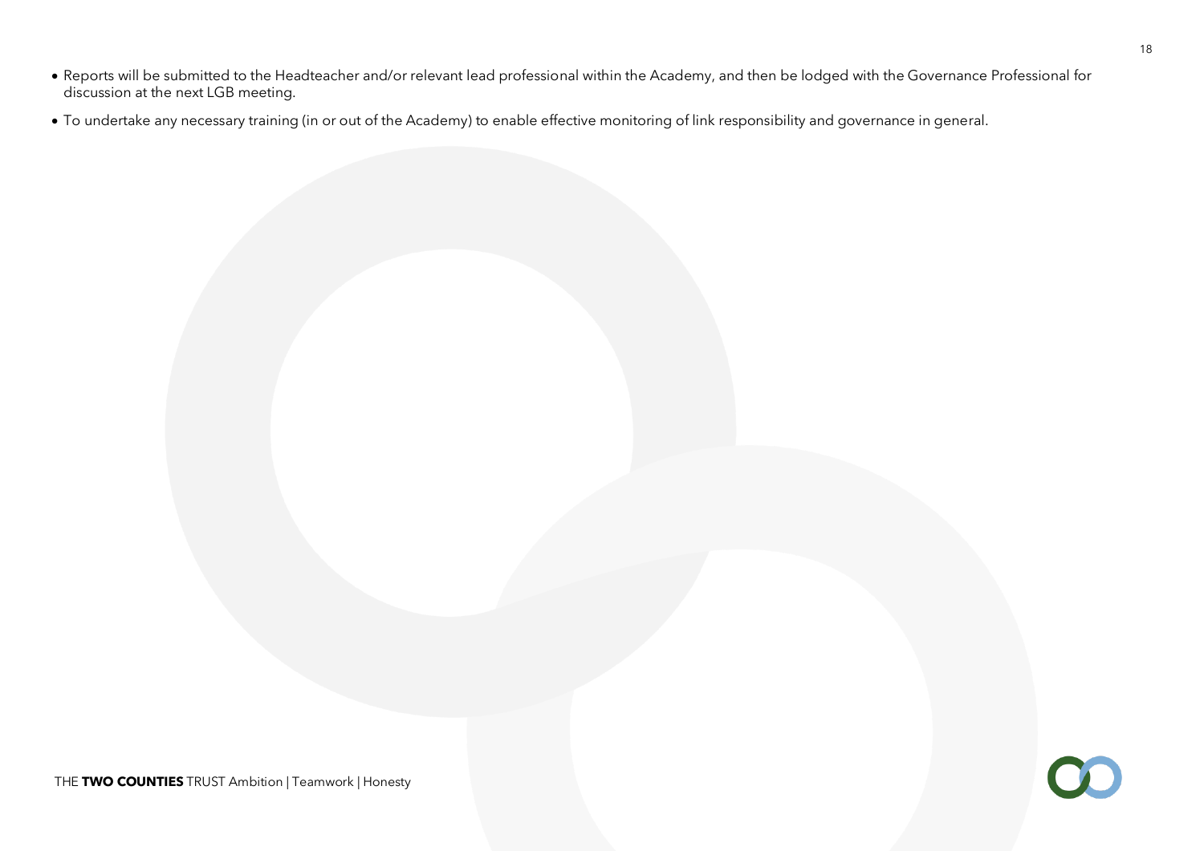- Reports will be submitted to the Headteacher and/or relevant lead professional within the Academy, and then be lodged with the Governance Professional for discussion at the next LGB meeting.
- To undertake any necessary training (in or out of the Academy) to enable effective monitoring of link responsibility and governance in general.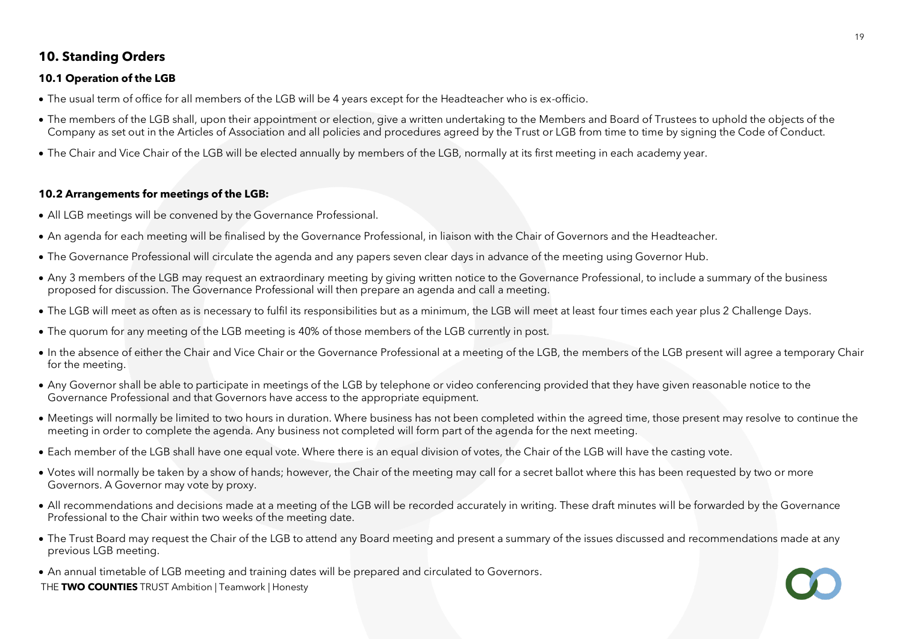## 10. Standing Orders

### 10.1 Operation of the LGB

- The usual term of office for all members of the LGB will be 4 years except for the Headteacher who is ex-officio.
- The members of the LGB shall, upon their appointment or election, give a written undertaking to the Members and Board of Trustees to uphold the objects of the Company as set out in the Articles of Association and all policies and procedures agreed by the Trust or LGB from time to time by signing the Code of Conduct.
- The Chair and Vice Chair of the LGB will be elected annually by members of the LGB, normally at its first meeting in each academy year.

### 10.2 Arrangements for meetings of the LGB:

- All LGB meetings will be convened by the Governance Professional.
- An agenda for each meeting will be finalised by the Governance Professional, in liaison with the Chair of Governors and the Headteacher.
- The Governance Professional will circulate the agenda and any papers seven clear days in advance of the meeting using Governor Hub.
- Any 3 members of the LGB may request an extraordinary meeting by giving written notice to the Governance Professional, to include a summary of the business proposed for discussion. The Governance Professional will then prepare an agenda and call a meeting.
- The LGB will meet as often as is necessary to fulfil its responsibilities but as a minimum, the LGB will meet at least four times each year plus 2 Challenge Days.
- The quorum for any meeting of the LGB meeting is 40% of those members of the LGB currently in post.
- In the absence of either the Chair and Vice Chair or the Governance Professional at a meeting of the LGB, the members of the LGB present will agree a temporary Chair for the meeting.
- Any Governor shall be able to participate in meetings of the LGB by telephone or video conferencing provided that they have given reasonable notice to the Governance Professional and that Governors have access to the appropriate equipment.
- Meetings will normally be limited to two hours in duration. Where business has not been completed within the agreed time, those present may resolve to continue the meeting in order to complete the agenda. Any business not completed will form part of the agenda for the next meeting.
- Each member of the LGB shall have one equal vote. Where there is an equal division of votes, the Chair of the LGB will have the casting vote.
- Votes will normally be taken by a show of hands; however, the Chair of the meeting may call for a secret ballot where this has been requested by two or more Governors. A Governor may vote by proxy.
- All recommendations and decisions made at a meeting of the LGB will be recorded accurately in writing. These draft minutes will be forwarded by the Governance Professional to the Chair within two weeks of the meeting date.
- The Trust Board may request the Chair of the LGB to attend any Board meeting and present a summary of the issues discussed and recommendations made at any previous LGB meeting.
- An annual timetable of LGB meeting and training dates will be prepared and circulated to Governors.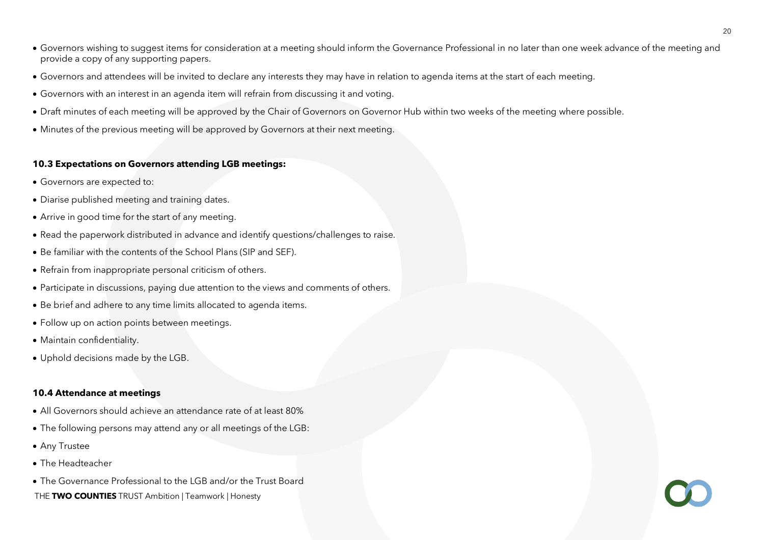- Governors wishing to suggest items for consideration at a meeting should inform the Governance Professional in no later than one week advance of the meeting and provide a copy of any supporting papers.
- Governors and attendees will be invited to declare any interests they may have in relation to agenda items at the start of each meeting.
- Governors with an interest in an agenda item will refrain from discussing it and voting.
- Draft minutes of each meeting will be approved by the Chair of Governors on Governor Hub within two weeks of the meeting where possible.
- Minutes of the previous meeting will be approved by Governors at their next meeting.

**10.3 Expectations on Governors attending LGB meetings:**

- Governors are expected to:
- Diarise published meeting and training dates.
- Arrive in good time for the start of any meeting.
- Read the paperwork distributed in advance and identify questions/challenges to raise.
- Be familiar with the contents of the School Plans (SIP and SEF).
- Refrain from inappropriate personal criticism of others.
- Participate in discussions, paying due attention to the views and comments of others.
- Be brief and adhere to any time limits allocated to agenda items.
- Follow up on action points between meetings.
- Maintain confidentiality.
- Uphold decisions made by the LGB.

**10.4 Attendance at meetings**

- All Governors should achieve an attendance rate of at least 80%
- The following persons may attend any or all meetings of the LGB:
- Any Trustee
- The Headteacher
- The Governance Professional to the LGB and/or the Trust Board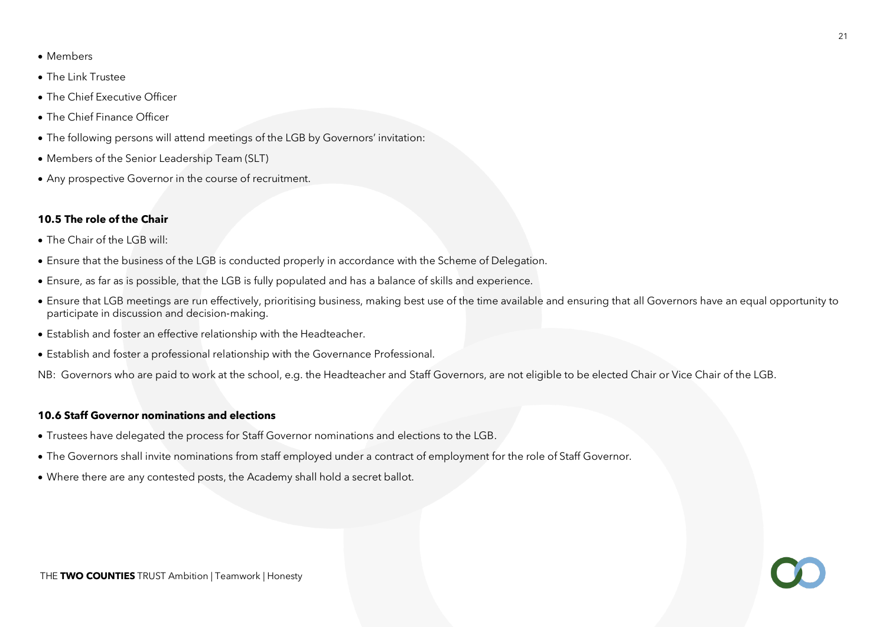- Members
- The Link Trustee
- The Chief Executive Officer
- The Chief Finance Officer
- The following persons will attend meetings of the LGB by Governors' invitation:
- Members of the Senior Leadership Team (SLT)
- Any prospective Governor in the course of recruitment.

**10.5 The role of the Chair**

- The Chair of the LGB will:
- Ensure that the business of the LGB is conducted properly in accordance with the Scheme of Delegation.
- Ensure, as far as is possible, that the LGB is fully populated and has a balance of skills and experience.
- Ensure that LGB meetings are run effectively, prioritising business, making best use of the time available and ensuring that all Governors have an equal opportunity to participate in discussion and decision-making.
- Establish and foster an effective relationship with the Headteacher.
- Establish and foster a professional relationship with the Governance Professional.

NB: Governors who are paid to work at the school, e.g. the Headteacher and Staff Governors, are not eligible to be elected Chair or Vice Chair of the LGB.

**10.6 Staff Governor nominations and elections**

- Trustees have delegated the process for Staff Governor nominations and elections to the LGB.
- The Governors shall invite nominations from staff employed under a contract of employment for the role of Staff Governor.
- Where there are any contested posts, the Academy shall hold a secret ballot.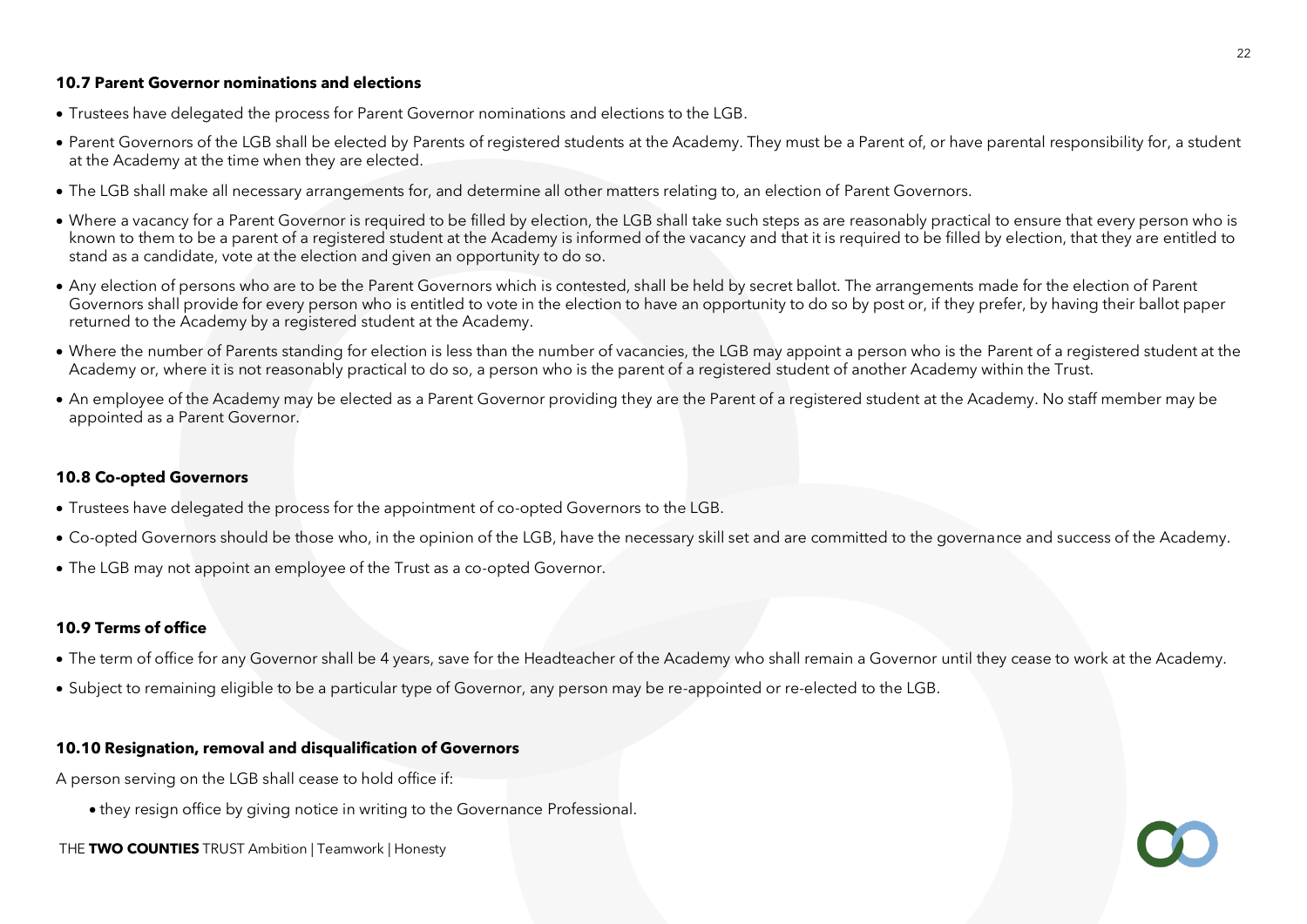### 10.7 Parent Governor nominations and elections

- Trustees have delegated the process for Parent Governor nominations and elections to the LGB.
- Parent Governors of the LGB shall be elected by Parents of registered students at the Academy. They must be a Parent of, or have parental responsibility for, a student at the Academy at the time when they are elected.
- The LGB shall make all necessary arrangements for, and determine all other matters relating to, an election of Parent Governors.
- Where a vacancy for a Parent Governor is required to be filled by election, the LGB shall take such steps as are reasonably practical to ensure that every person who is known to them to be a parent of a registered student at the Academy is informed of the vacancy and that it is required to be filled by election, that they are entitled to stand as a candidate, vote at the election and given an opportunity to do so.
- Any election of persons who are to be the Parent Governors which is contested, shall be held by secret ballot. The arrangements made for the election of Parent Governors shall provide for every person who is entitled to vote in the election to have an opportunity to do so by post or, if they prefer, by having their ballot paper returned to the Academy by a registered student at the Academy.
- Where the number of Parents standing for election is less than the number of vacancies, the LGB may appoint a person who is the Parent of a registered student at the Academy or, where it is not reasonably practical to do so, a person who is the parent of a registered student of another Academy within the Trust.
- An employee of the Academy may be elected as a Parent Governor providing they are the Parent of a registered student at the Academy. No staff member may be appointed as a Parent Governor.

### 10.8 Co-opted Governors

- Trustees have delegated the process for the appointment of co-opted Governors to the LGB.
- Co-opted Governors should be those who, in the opinion of the LGB, have the necessary skill set and are committed to the governance and success of the Academy.
- The LGB may not appoint an employee of the Trust as a co-opted Governor.

### 10.9 Terms of office

- The term of office for any Governor shall be 4 years, save for the Headteacher of the Academy who shall remain a Governor until they cease to work at the Academy.
- Subject to remaining eligible to be a particular type of Governor, any person may be re-appointed or re-elected to the LGB.

### 10.10 Resignation, removal and disqualification of Governors

A person serving on the LGB shall cease to hold office if:

- they resign office by giving notice in writing to the Governance Professional.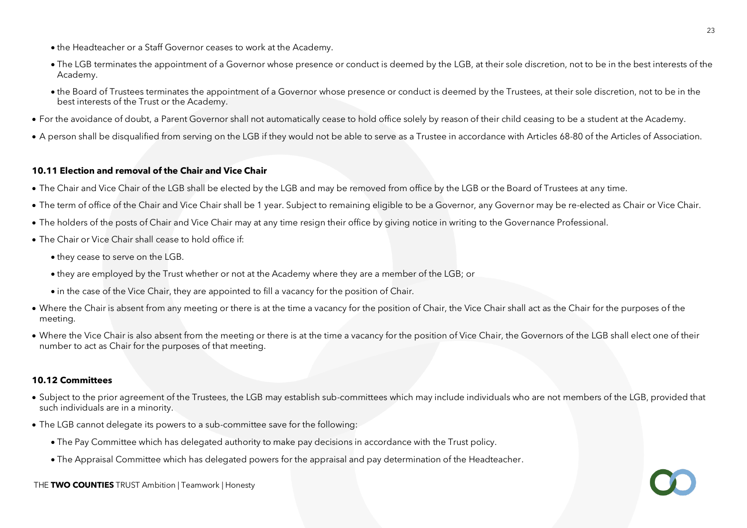- the Headteacher or a Staff Governor ceases to work at the Academy.
  - The LGB terminates the appointment of a Governor whose presence or conduct is deemed by the LGB, at their sole discretion, not to be in the best interests of the Academy.
  - the Board of Trustees terminates the appointment of a Governor whose presence or conduct is deemed by the Trustees, at their sole discretion, not to be in the best interests of the Trust or the Academy.
- For the avoidance of doubt, a Parent Governor shall not automatically cease to hold office solely by reason of their child ceasing to be a student at the Academy.
- A person shall be disqualified from serving on the LGB if they would not be able to serve as a Trustee in accordance with Articles 68-80 of the Articles of Association.

**10.11 Election and removal of the Chair and Vice Chair**

- The Chair and Vice Chair of the LGB shall be elected by the LGB and may be removed from office by the LGB or the Board of Trustees at any time.
- The term of office of the Chair and Vice Chair shall be 1 year. Subject to remaining eligible to be a Governor, any Governor may be re-elected as Chair or Vice Chair.
- The holders of the posts of Chair and Vice Chair may at any time resign their office by giving notice in writing to the Governance Professional.
- The Chair or Vice Chair shall cease to hold office if:
  - they cease to serve on the LGB.
  - they are employed by the Trust whether or not at the Academy where they are a member of the LGB; or
  - in the case of the Vice Chair, they are appointed to fill a vacancy for the position of Chair.
- Where the Chair is absent from any meeting or there is at the time a vacancy for the position of Chair, the Vice Chair shall act as the Chair for the purposes of the meeting.
- Where the Vice Chair is also absent from the meeting or there is at the time a vacancy for the position of Vice Chair, the Governors of the LGB shall elect one of their number to act as Chair for the purposes of that meeting.

**10.12 Committees**

- Subject to the prior agreement of the Trustees, the LGB may establish sub-committees which may include individuals who are not members of the LGB, provided that such individuals are in a minority.
- The LGB cannot delegate its powers to a sub-committee save for the following:
  - The Pay Committee which has delegated authority to make pay decisions in accordance with the Trust policy.
  - The Appraisal Committee which has delegated powers for the appraisal and pay determination of the Headteacher.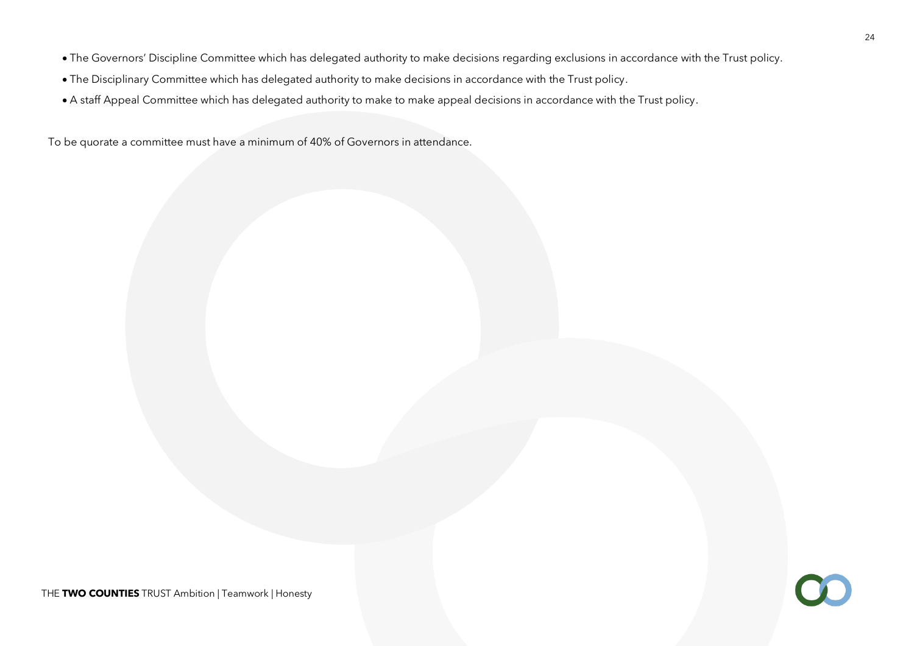- The Governors' Discipline Committee which has delegated authority to make decisions regarding exclusions in accordance with the Trust policy.
- The Disciplinary Committee which has delegated authority to make decisions in accordance with the Trust policy.
- A staff Appeal Committee which has delegated authority to make to make appeal decisions in accordance with the Trust policy.

To be quorate a committee must have a minimum of 40% of Governors in attendance.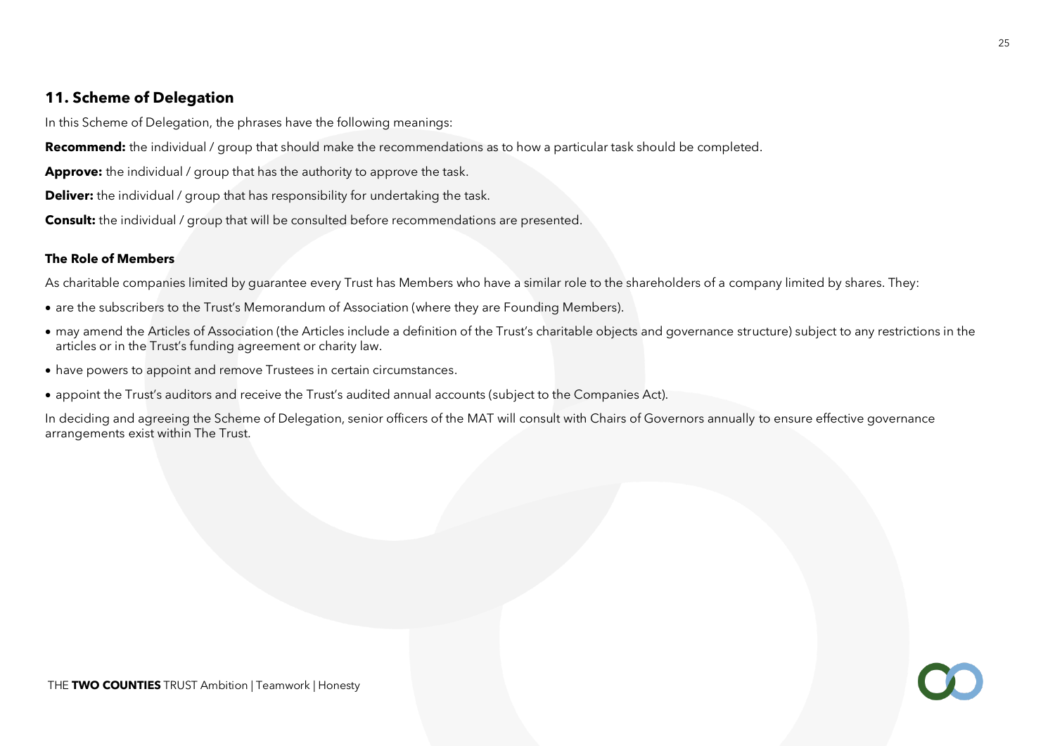## 11. Scheme of Delegation

In this Scheme of Delegation, the phrases have the following meanings:

**Recommend:** the individual / group that should make the recommendations as to how a particular task should be completed.

**Approve:** the individual / group that has the authority to approve the task.

**Deliver:** the individual / group that has responsibility for undertaking the task.

**Consult:** the individual / group that will be consulted before recommendations are presented.

### The Role of Members

As charitable companies limited by guarantee every Trust has Members who have a similar role to the shareholders of a company limited by shares. They:

- are the subscribers to the Trust's Memorandum of Association (where they are Founding Members).
- may amend the Articles of Association (the Articles include a definition of the Trust's charitable objects and governance structure) subject to any restrictions in the articles or in the Trust's funding agreement or charity law.
- have powers to appoint and remove Trustees in certain circumstances.
- appoint the Trust's auditors and receive the Trust's audited annual accounts (subject to the Companies Act).

In deciding and agreeing the Scheme of Delegation, senior officers of the MAT will consult with Chairs of Governors annually to ensure effective governance arrangements exist within The Trust.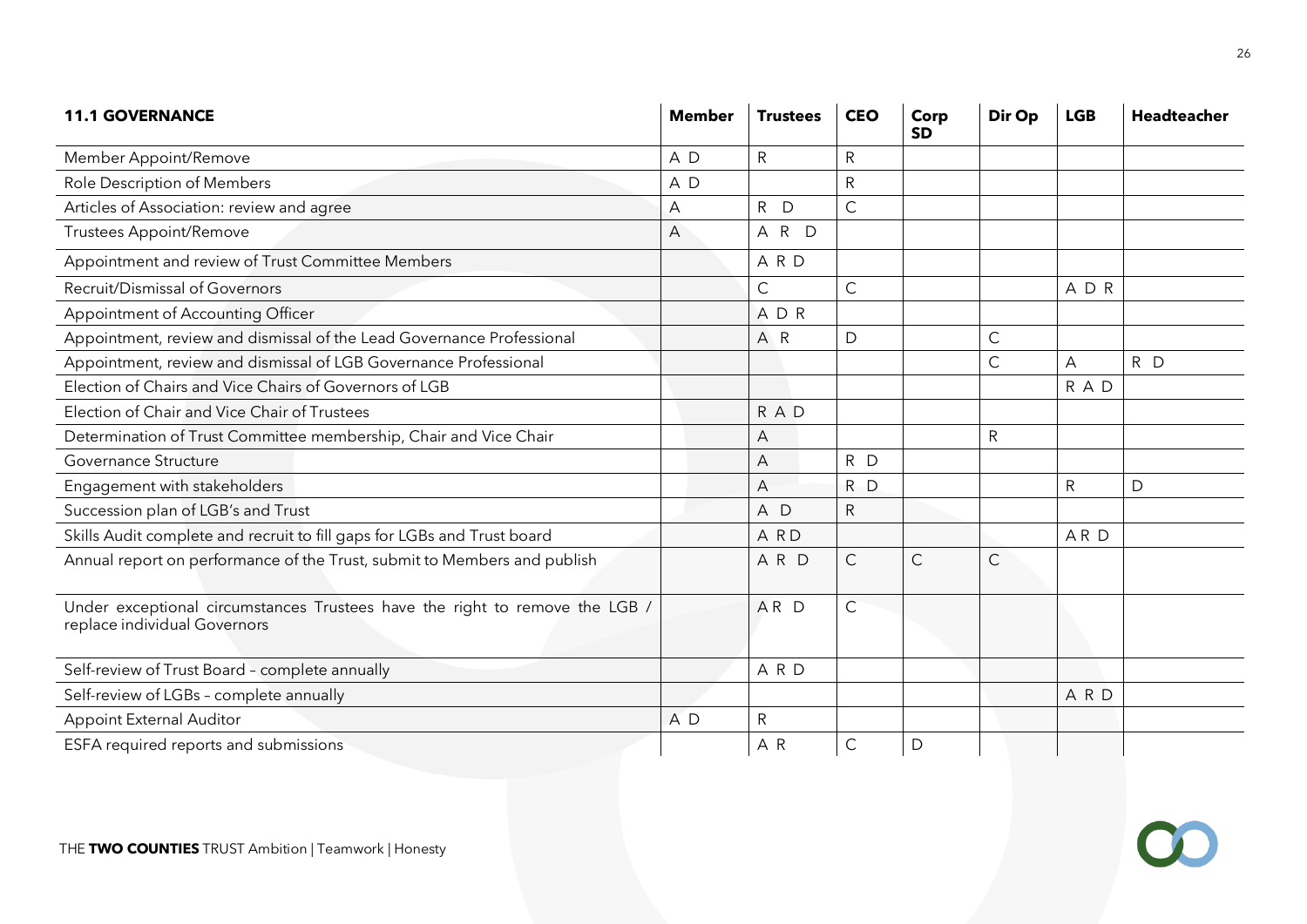| **11.1 GOVERNANCE** | **Member** | **Trustees** | **CEO** | **Corp SD** | **Dir Op** | **LGB** | **Headteacher** |
|---|---|---|---|---|---|---|---|
| Member Appoint/Remove | A D | R | R | | | | |
| Role Description of Members | A D | | R | | | | |
| Articles of Association: review and agree | A | R D | C | | | | |
| Trustees Appoint/Remove | A | A R D | | | | | |
| Appointment and review of Trust Committee Members | | A R D | | | | | |
| Recruit/Dismissal of Governors | | C | C | | | A D R | |
| Appointment of Accounting Officer | | A D R | | | | | |
| Appointment, review and dismissal of the Lead Governance Professional | | A R | D | | C | | |
| Appointment, review and dismissal of LGB Governance Professional | | | | | C | A | R D |
| Election of Chairs and Vice Chairs of Governors of LGB | | | | | | R A D | |
| Election of Chair and Vice Chair of Trustees | | R A D | | | | | |
| Determination of Trust Committee membership, Chair and Vice Chair | | A | | | R | | |
| Governance Structure | | A | R D | | | | |
| Engagement with stakeholders | | A | R D | | | R | D |
| Succession plan of LGB's and Trust | | A D | R | | | | |
| Skills Audit complete and recruit to fill gaps for LGBs and Trust board | | A RD | | | | AR D | |
| Annual report on performance of the Trust, submit to Members and publish | | A R D | C | C | C | | |
| Under exceptional circumstances Trustees have the right to remove the LGB / replace individual Governors | | AR D | C | | | | |
| Self-review of Trust Board – complete annually | | A R D | | | | | |
| Self-review of LGBs – complete annually | | | | | | A R D | |
| Appoint External Auditor | A D | R | | | | | |
| ESFA required reports and submissions | | A R | C | D | | | |

THE **TWO COUNTIES** TRUST Ambition | Teamwork | Honesty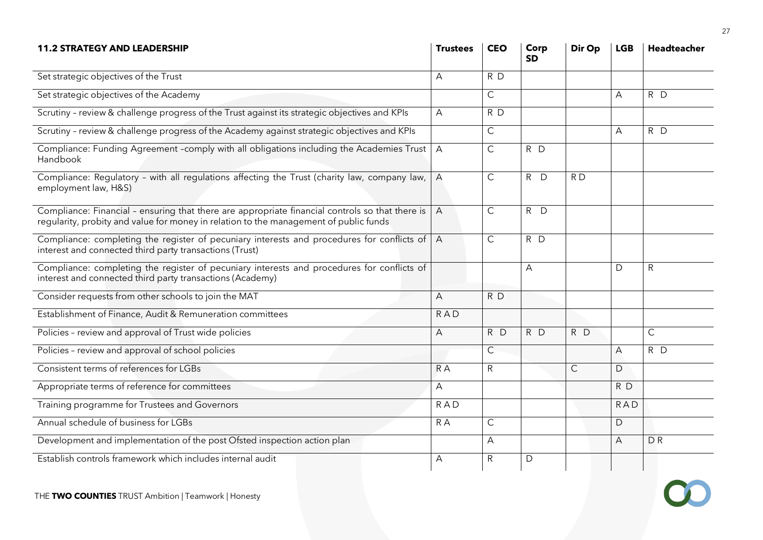| 11.2 STRATEGY AND LEADERSHIP | Trustees | CEO | Corp SD | Dir Op | LGB | Headteacher |
|---|---|---|---|---|---|---|
| Set strategic objectives of the Trust | A | R D | | | | |
| Set strategic objectives of the Academy | | C | | | A | R D |
| Scrutiny – review & challenge progress of the Trust against its strategic objectives and KPIs | A | R D | | | | |
| Scrutiny – review & challenge progress of the Academy against strategic objectives and KPIs | | C | | | A | R D |
| Compliance: Funding Agreement –comply with all obligations including the Academies Trust Handbook | A | C | R D | | | |
| Compliance: Regulatory – with all regulations affecting the Trust (charity law, company law, employment law, H&S) | A | C | R D | R D | | |
| Compliance: Financial – ensuring that there are appropriate financial controls so that there is regularity, probity and value for money in relation to the management of public funds | A | C | R D | | | |
| Compliance: completing the register of pecuniary interests and procedures for conflicts of interest and connected third party transactions (Trust) | A | C | R D | | | |
| Compliance: completing the register of pecuniary interests and procedures for conflicts of interest and connected third party transactions (Academy) | | | A | | D | R |
| Consider requests from other schools to join the MAT | A | R D | | | | |
| Establishment of Finance, Audit & Remuneration committees | R A D | | | | | |
| Policies – review and approval of Trust wide policies | A | R D | R D | R D | | C |
| Policies – review and approval of school policies | | C | | | A | R D |
| Consistent terms of references for LGBs | R A | R | | C | D | |
| Appropriate terms of reference for committees | A | | | | R D | |
| Training programme for Trustees and Governors | R A D | | | | R A D | |
| Annual schedule of business for LGBs | R A | C | | | D | |
| Development and implementation of the post Ofsted inspection action plan | | A | | | A | D R |
| Establish controls framework which includes internal audit | A | R | D | | | |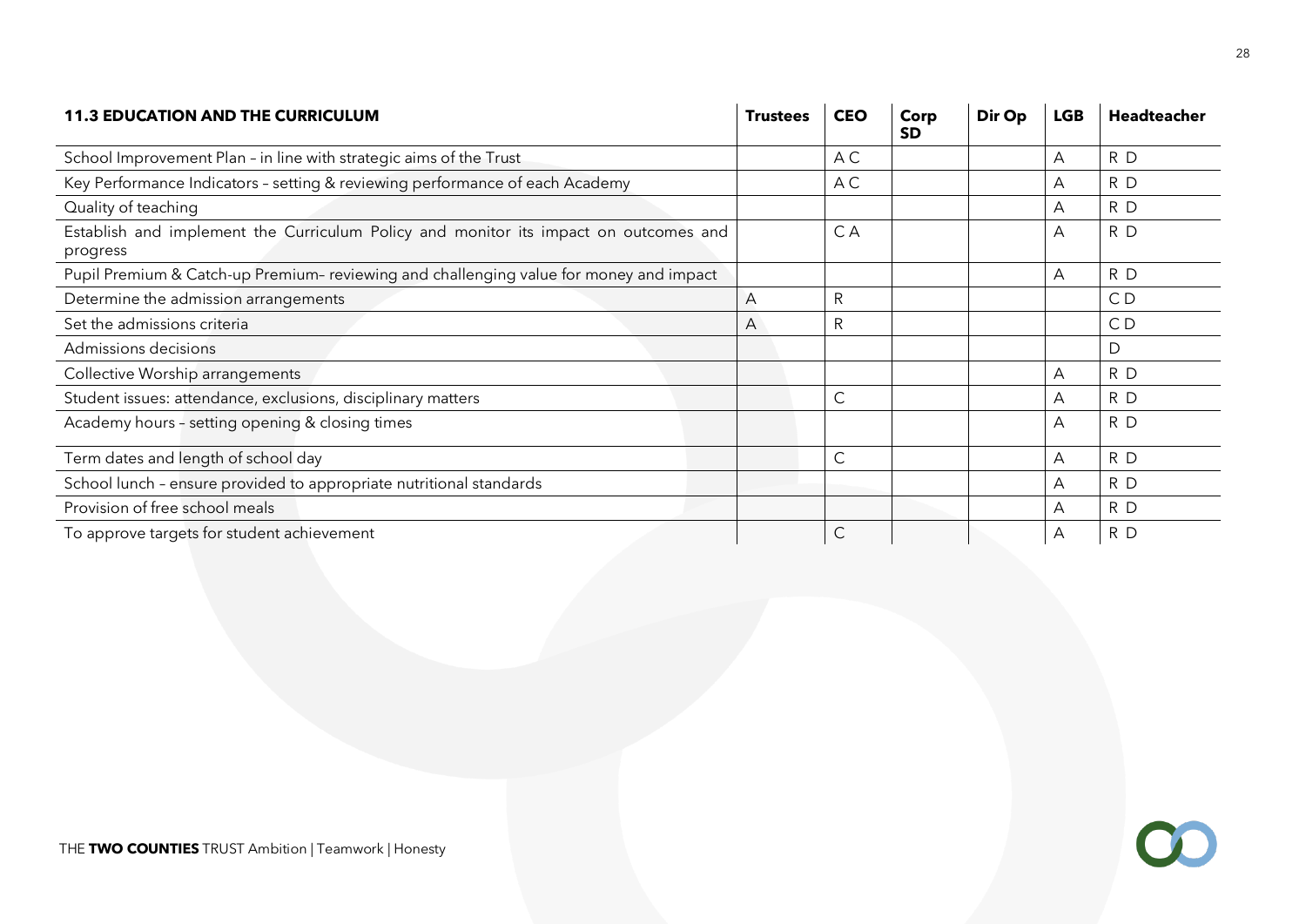| 11.3 EDUCATION AND THE CURRICULUM | Trustees | CEO | Corp SD | Dir Op | LGB | Headteacher |
|---|---|---|---|---|---|---|
| School Improvement Plan – in line with strategic aims of the Trust | | A C | | | A | R D |
| Key Performance Indicators – setting & reviewing performance of each Academy | | A C | | | A | R D |
| Quality of teaching | | | | | A | R D |
| Establish and implement the Curriculum Policy and monitor its impact on outcomes and progress | | C A | | | A | R D |
| Pupil Premium & Catch-up Premium– reviewing and challenging value for money and impact | | | | | A | R D |
| Determine the admission arrangements | A | R | | | | C D |
| Set the admissions criteria | A | R | | | | C D |
| Admissions decisions | | | | | | D |
| Collective Worship arrangements | | | | | A | R D |
| Student issues: attendance, exclusions, disciplinary matters | | C | | | A | R D |
| Academy hours – setting opening & closing times | | | | | A | R D |
| Term dates and length of school day | | C | | | A | R D |
| School lunch – ensure provided to appropriate nutritional standards | | | | | A | R D |
| Provision of free school meals | | | | | A | R D |
| To approve targets for student achievement | | C | | | A | R D |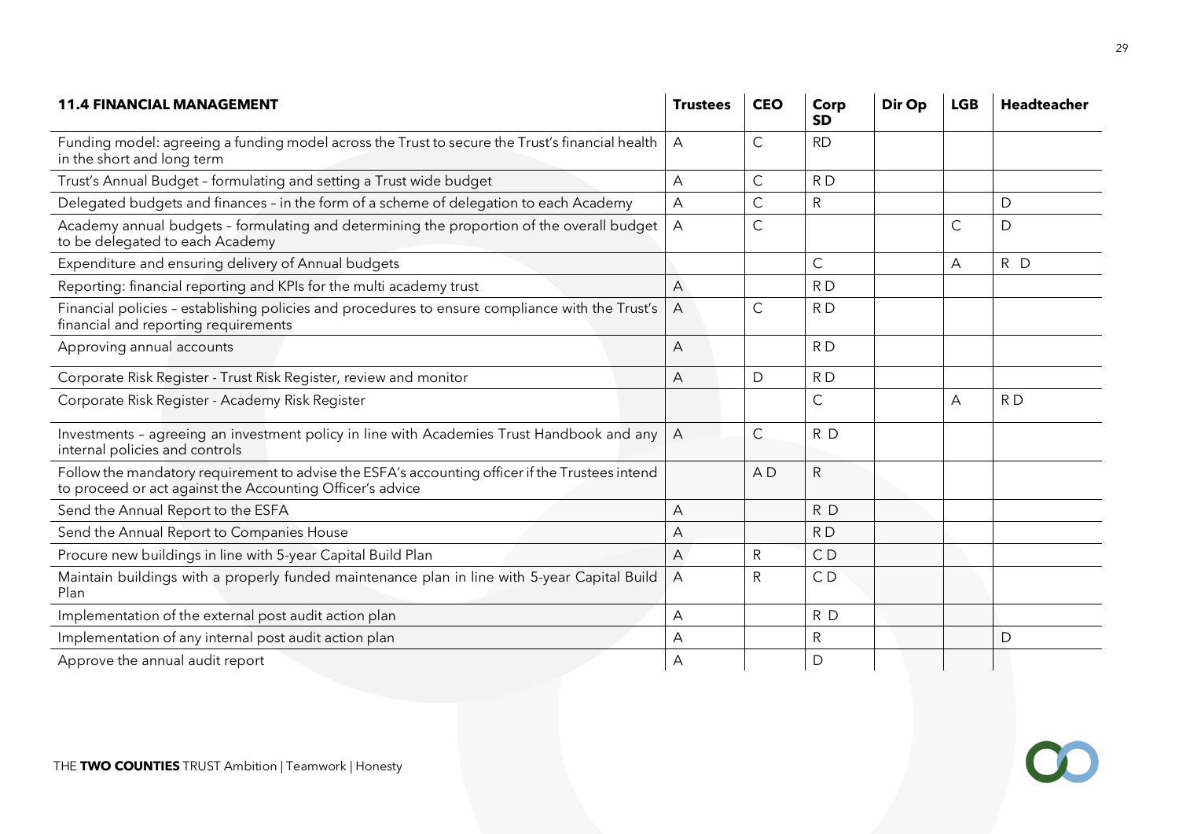| 11.4 FINANCIAL MANAGEMENT | Trustees | CEO | Corp SD | Dir Op | LGB | Headteacher |
|---|---|---|---|---|---|---|
| Funding model: agreeing a funding model across the Trust to secure the Trust's financial health in the short and long term | A | C | RD | | | |
| Trust's Annual Budget – formulating and setting a Trust wide budget | A | C | R D | | | |
| Delegated budgets and finances – in the form of a scheme of delegation to each Academy | A | C | R | | | D |
| Academy annual budgets – formulating and determining the proportion of the overall budget to be delegated to each Academy | A | C | | | C | D |
| Expenditure and ensuring delivery of Annual budgets | | | C | | A | R D |
| Reporting: financial reporting and KPIs for the multi academy trust | A | | R D | | | |
| Financial policies – establishing policies and procedures to ensure compliance with the Trust's financial and reporting requirements | A | C | R D | | | |
| Approving annual accounts | A | | R D | | | |
| Corporate Risk Register - Trust Risk Register, review and monitor | A | D | R D | | | |
| Corporate Risk Register - Academy Risk Register | | | C | | A | R D |
| Investments – agreeing an investment policy in line with Academies Trust Handbook and any internal policies and controls | A | C | R D | | | |
| Follow the mandatory requirement to advise the ESFA's accounting officer if the Trustees intend to proceed or act against the Accounting Officer's advice | | A D | R | | | |
| Send the Annual Report to the ESFA | A | | R D | | | |
| Send the Annual Report to Companies House | A | | R D | | | |
| Procure new buildings in line with 5-year Capital Build Plan | A | R | C D | | | |
| Maintain buildings with a properly funded maintenance plan in line with 5-year Capital Build Plan | A | R | C D | | | |
| Implementation of the external post audit action plan | A | | R D | | | |
| Implementation of any internal post audit action plan | A | | R | | | D |
| Approve the annual audit report | A | | D | | | |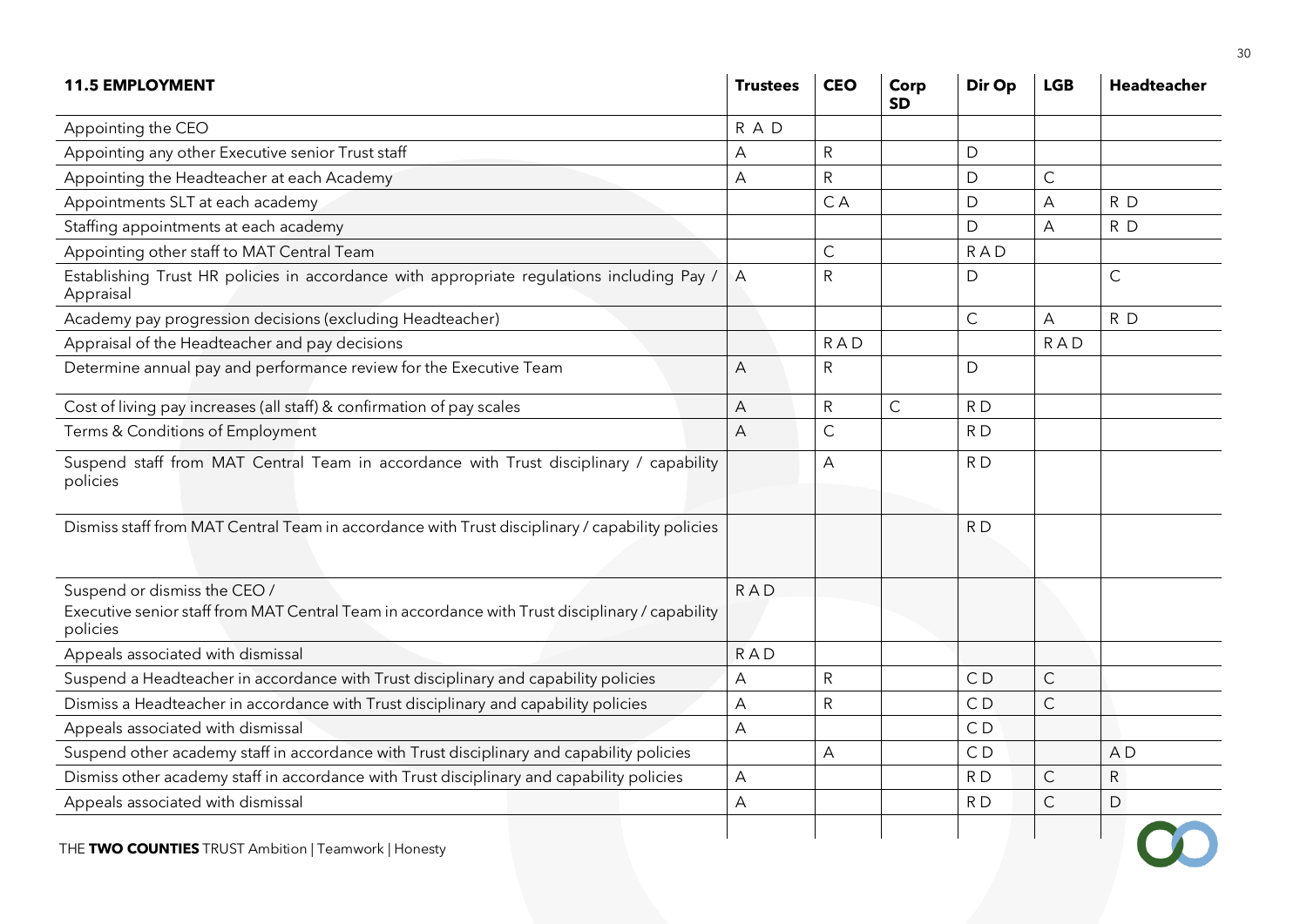| 11.5 EMPLOYMENT | Trustees | CEO | Corp SD | Dir Op | LGB | Headteacher |
|---|---|---|---|---|---|---|
| Appointing the CEO | R A D | | | | | |
| Appointing any other Executive senior Trust staff | A | R | | D | | |
| Appointing the Headteacher at each Academy | A | R | | D | C | |
| Appointments SLT at each academy | | C A | | D | A | R D |
| Staffing appointments at each academy | | | | D | A | R D |
| Appointing other staff to MAT Central Team | | C | | R A D | | |
| Establishing Trust HR policies in accordance with appropriate regulations including Pay / Appraisal | A | R | | D | | C |
| Academy pay progression decisions (excluding Headteacher) | | | | C | A | R D |
| Appraisal of the Headteacher and pay decisions | | R A D | | | R A D | |
| Determine annual pay and performance review for the Executive Team | A | R | | D | | |
| Cost of living pay increases (all staff) & confirmation of pay scales | A | R | C | R D | | |
| Terms & Conditions of Employment | A | C | | R D | | |
| Suspend staff from MAT Central Team in accordance with Trust disciplinary / capability policies | | A | | R D | | |
| Dismiss staff from MAT Central Team in accordance with Trust disciplinary / capability policies | | | | R D | | |
| Suspend or dismiss the CEO / Executive senior staff from MAT Central Team in accordance with Trust disciplinary / capability policies | R A D | | | | | |
| Appeals associated with dismissal | R A D | | | | | |
| Suspend a Headteacher in accordance with Trust disciplinary and capability policies | A | R | | C D | C | |
| Dismiss a Headteacher in accordance with Trust disciplinary and capability policies | A | R | | C D | C | |
| Appeals associated with dismissal | A | | | C D | | |
| Suspend other academy staff in accordance with Trust disciplinary and capability policies | | A | | C D | | A D |
| Dismiss other academy staff in accordance with Trust disciplinary and capability policies | A | | | R D | C | R |
| Appeals associated with dismissal | A | | | R D | C | D |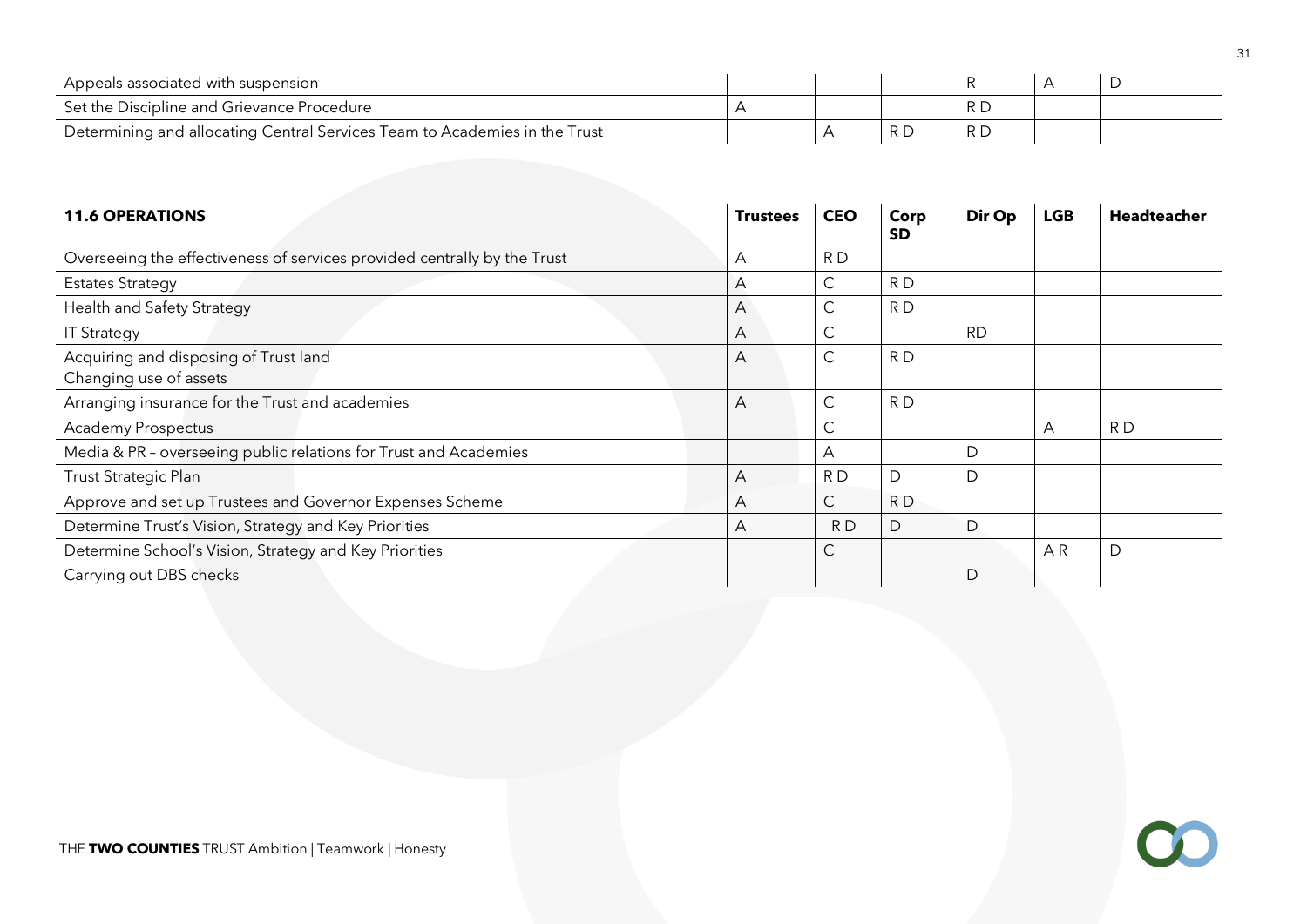| | | | | | | |
|---|---|---|---|---|---|---|
| Appeals associated with suspension | | | | R | A | D |
| Set the Discipline and Grievance Procedure | A | | | R D | | |
| Determining and allocating Central Services Team to Academies in the Trust | | A | R D | R D | | |

| **11.6 OPERATIONS** | **Trustees** | **CEO** | **Corp SD** | **Dir Op** | **LGB** | **Headteacher** |
|---|---|---|---|---|---|---|
| Overseeing the effectiveness of services provided centrally by the Trust | A | R D | | | | |
| Estates Strategy | A | C | R D | | | |
| Health and Safety Strategy | A | C | R D | | | |
| IT Strategy | A | C | | RD | | |
| Acquiring and disposing of Trust land<br>Changing use of assets | A | C | R D | | | |
| Arranging insurance for the Trust and academies | A | C | R D | | | |
| Academy Prospectus | | C | | | A | R D |
| Media & PR – overseeing public relations for Trust and Academies | | A | | D | | |
| Trust Strategic Plan | A | R D | D | D | | |
| Approve and set up Trustees and Governor Expenses Scheme | A | C | R D | | | |
| Determine Trust's Vision, Strategy and Key Priorities | A | R D | D | D | | |
| Determine School's Vision, Strategy and Key Priorities | | C | | | A R | D |
| Carrying out DBS checks | | | | D | | |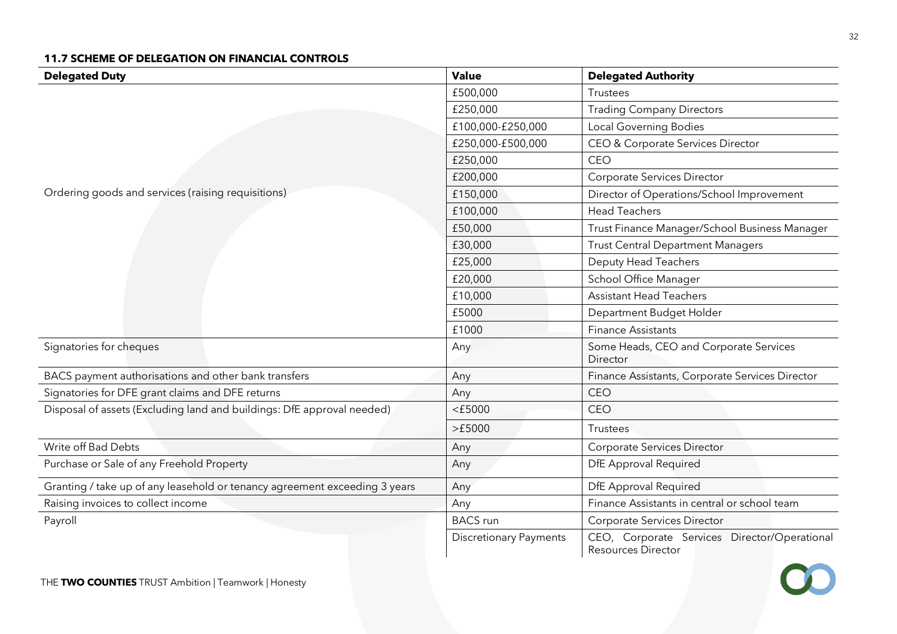**11.7 SCHEME OF DELEGATION ON FINANCIAL CONTROLS**

| Delegated Duty | Value | Delegated Authority |
|---|---|---|
| Ordering goods and services (raising requisitions) | £500,000 | Trustees |
| | £250,000 | Trading Company Directors |
| | £100,000-£250,000 | Local Governing Bodies |
| | £250,000-£500,000 | CEO & Corporate Services Director |
| | £250,000 | CEO |
| | £200,000 | Corporate Services Director |
| | £150,000 | Director of Operations/School Improvement |
| | £100,000 | Head Teachers |
| | £50,000 | Trust Finance Manager/School Business Manager |
| | £30,000 | Trust Central Department Managers |
| | £25,000 | Deputy Head Teachers |
| | £20,000 | School Office Manager |
| | £10,000 | Assistant Head Teachers |
| | £5000 | Department Budget Holder |
| | £1000 | Finance Assistants |
| Signatories for cheques | Any | Some Heads, CEO and Corporate Services Director |
| BACS payment authorisations and other bank transfers | Any | Finance Assistants, Corporate Services Director |
| Signatories for DFE grant claims and DFE returns | Any | CEO |
| Disposal of assets (Excluding land and buildings: DfE approval needed) | <£5000 | CEO |
| | >£5000 | Trustees |
| Write off Bad Debts | Any | Corporate Services Director |
| Purchase or Sale of any Freehold Property | Any | DfE Approval Required |
| Granting / take up of any leasehold or tenancy agreement exceeding 3 years | Any | DfE Approval Required |
| Raising invoices to collect income | Any | Finance Assistants in central or school team |
| Payroll | BACS run | Corporate Services Director |
| | Discretionary Payments | CEO, Corporate Services Director/Operational Resources Director |